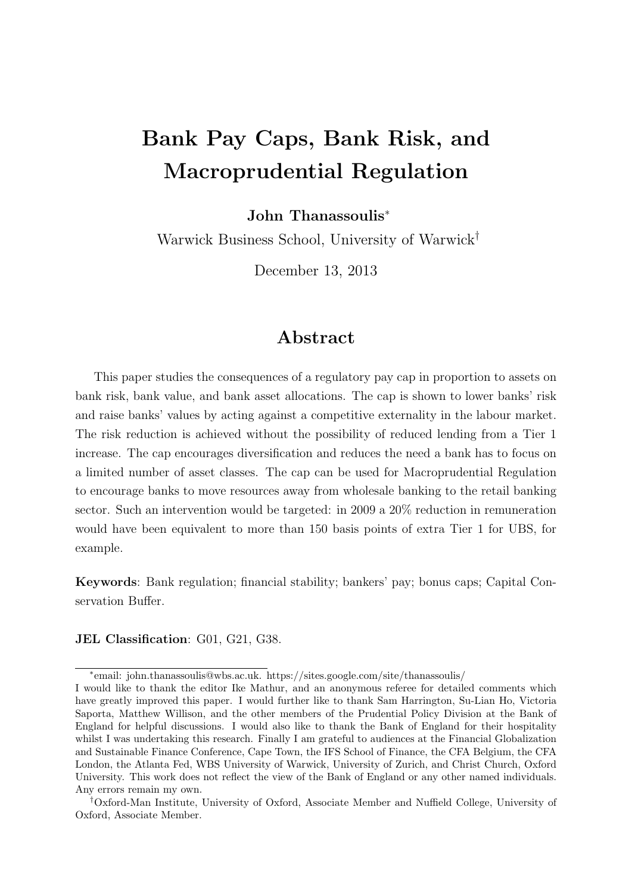# Bank Pay Caps, Bank Risk, and Macroprudential Regulation

**John Thanassoulis***

Warwick Business School, University of Warwick†

December 13, 2013

## Abstract

This paper studies the consequences of a regulatory pay cap in proportion to assets on bank risk, bank value, and bank asset allocations. The cap is shown to lower banks' risk and raise banks' values by acting against a competitive externality in the labour market. The risk reduction is achieved without the possibility of reduced lending from a Tier 1 increase. The cap encourages diversification and reduces the need a bank has to focus on a limited number of asset classes. The cap can be used for Macroprudential Regulation to encourage banks to move resources away from wholesale banking to the retail banking sector. Such an intervention would be targeted: in 2009 a 20% reduction in remuneration would have been equivalent to more than 150 basis points of extra Tier 1 for UBS, for example.

**Keywords**: Bank regulation; financial stability; bankers' pay; bonus caps; Capital Conservation Buffer.

**JEL Classification**: G01, G21, G38.

---

*email: john.thanassoulis@wbs.ac.uk. https://sites.google.com/site/thanassoulis/
I would like to thank the editor Ike Mathur, and an anonymous referee for detailed comments which have greatly improved this paper. I would further like to thank Sam Harrington, Su-Lian Ho, Victoria Saporta, Matthew Willison, and the other members of the Prudential Policy Division at the Bank of England for helpful discussions. I would also like to thank the Bank of England for their hospitality whilst I was undertaking this research. Finally I am grateful to audiences at the Financial Globalization and Sustainable Finance Conference, Cape Town, the IFS School of Finance, the CFA Belgium, the CFA London, the Atlanta Fed, WBS University of Warwick, University of Zurich, and Christ Church, Oxford University. This work does not reflect the view of the Bank of England or any other named individuals. Any errors remain my own.

†Oxford-Man Institute, University of Oxford, Associate Member and Nuffield College, University of Oxford, Associate Member.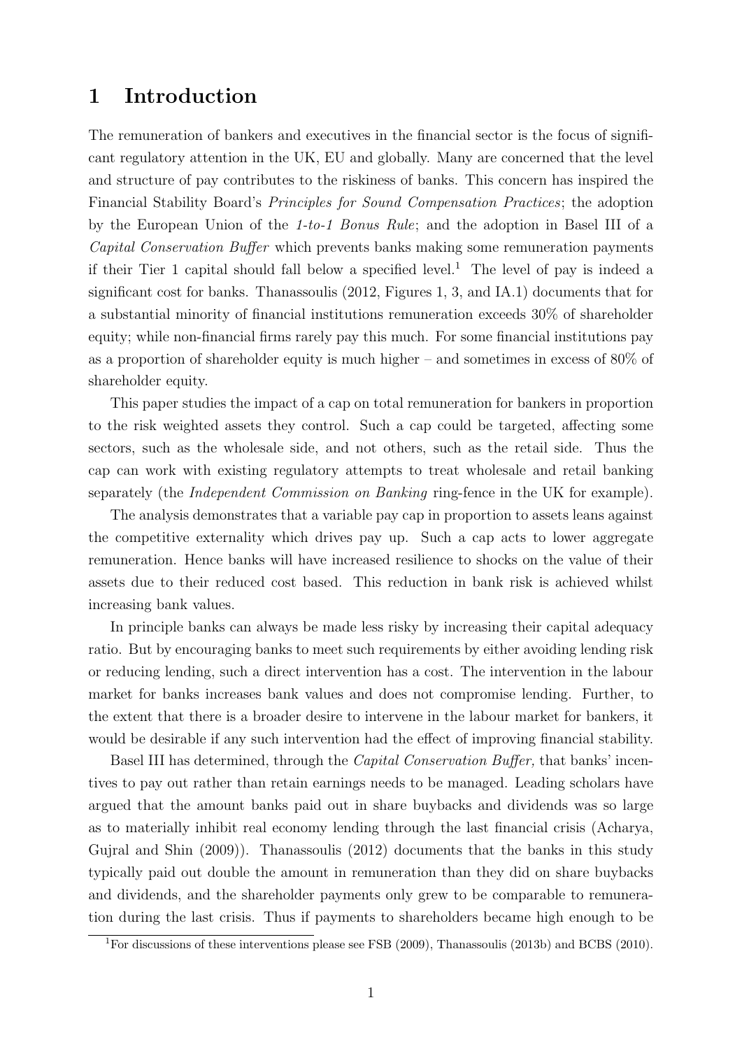# 1 Introduction

The remuneration of bankers and executives in the financial sector is the focus of significant regulatory attention in the UK, EU and globally. Many are concerned that the level and structure of pay contributes to the riskiness of banks. This concern has inspired the Financial Stability Board's *Principles for Sound Compensation Practices*; the adoption by the European Union of the *1-to-1 Bonus Rule*; and the adoption in Basel III of a *Capital Conservation Buffer* which prevents banks making some remuneration payments if their Tier 1 capital should fall below a specified level.[1] The level of pay is indeed a significant cost for banks. Thanassoulis (2012, Figures 1, 3, and IA.1) documents that for a substantial minority of financial institutions remuneration exceeds 30% of shareholder equity; while non-financial firms rarely pay this much. For some financial institutions pay as a proportion of shareholder equity is much higher – and sometimes in excess of 80% of shareholder equity.

This paper studies the impact of a cap on total remuneration for bankers in proportion to the risk weighted assets they control. Such a cap could be targeted, affecting some sectors, such as the wholesale side, and not others, such as the retail side. Thus the cap can work with existing regulatory attempts to treat wholesale and retail banking separately (the *Independent Commission on Banking* ring-fence in the UK for example).

The analysis demonstrates that a variable pay cap in proportion to assets leans against the competitive externality which drives pay up. Such a cap acts to lower aggregate remuneration. Hence banks will have increased resilience to shocks on the value of their assets due to their reduced cost based. This reduction in bank risk is achieved whilst increasing bank values.

In principle banks can always be made less risky by increasing their capital adequacy ratio. But by encouraging banks to meet such requirements by either avoiding lending risk or reducing lending, such a direct intervention has a cost. The intervention in the labour market for banks increases bank values and does not compromise lending. Further, to the extent that there is a broader desire to intervene in the labour market for bankers, it would be desirable if any such intervention had the effect of improving financial stability.

Basel III has determined, through the *Capital Conservation Buffer,* that banks' incentives to pay out rather than retain earnings needs to be managed. Leading scholars have argued that the amount banks paid out in share buybacks and dividends was so large as to materially inhibit real economy lending through the last financial crisis (Acharya, Gujral and Shin (2009)). Thanassoulis (2012) documents that the banks in this study typically paid out double the amount in remuneration than they did on share buybacks and dividends, and the shareholder payments only grew to be comparable to remuneration during the last crisis. Thus if payments to shareholders became high enough to be

[1] For discussions of these interventions please see FSB (2009), Thanassoulis (2013b) and BCBS (2010).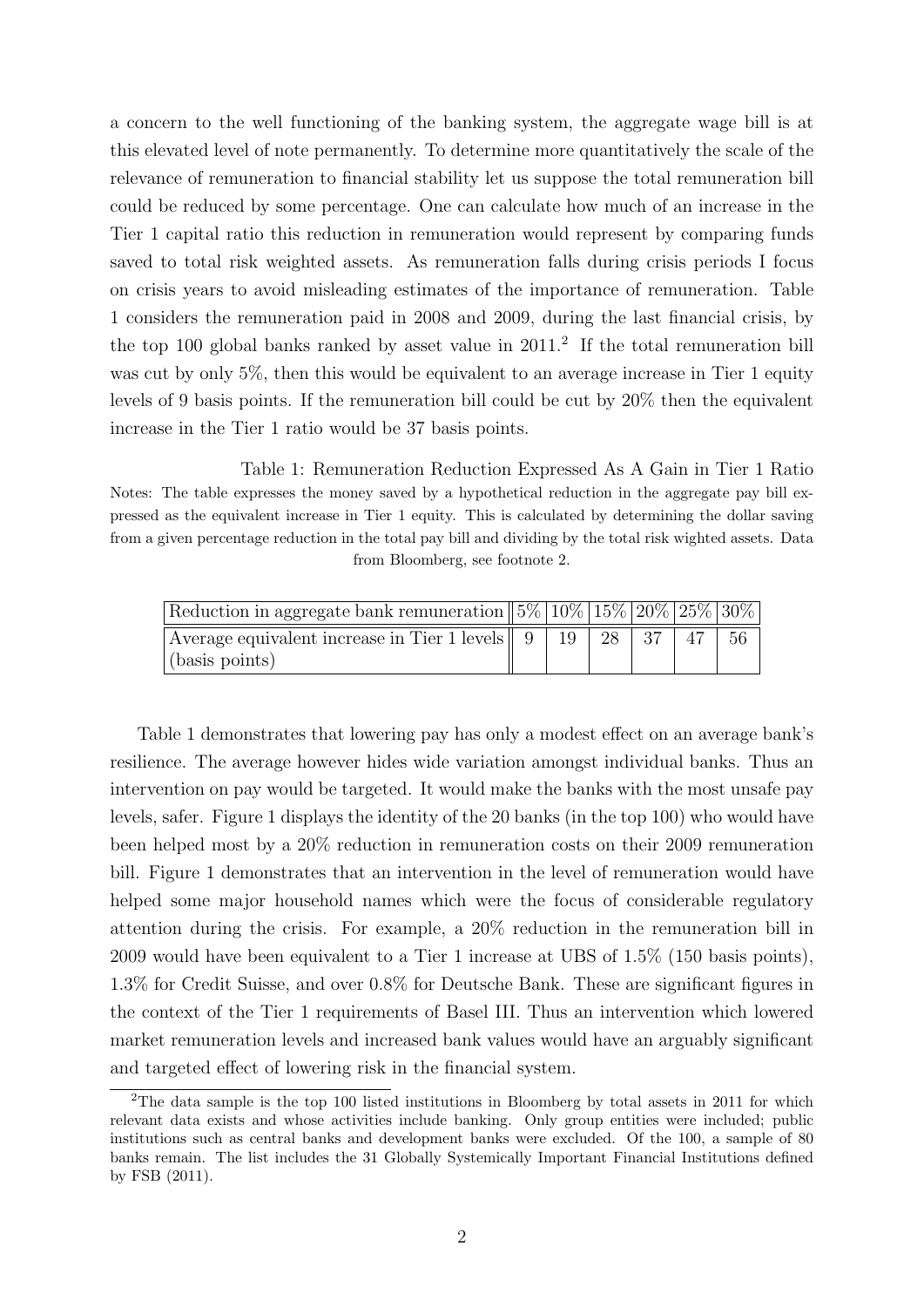a concern to the well functioning of the banking system, the aggregate wage bill is at this elevated level of note permanently. To determine more quantitatively the scale of the relevance of remuneration to financial stability let us suppose the total remuneration bill could be reduced by some percentage. One can calculate how much of an increase in the Tier 1 capital ratio this reduction in remuneration would represent by comparing funds saved to total risk weighted assets. As remuneration falls during crisis periods I focus on crisis years to avoid misleading estimates of the importance of remuneration. Table 1 considers the remuneration paid in 2008 and 2009, during the last financial crisis, by the top 100 global banks ranked by asset value in 2011.[2] If the total remuneration bill was cut by only 5%, then this would be equivalent to an average increase in Tier 1 equity levels of 9 basis points. If the remuneration bill could be cut by 20% then the equivalent increase in the Tier 1 ratio would be 37 basis points.

Table 1: Remuneration Reduction Expressed As A Gain in Tier 1 Ratio

Notes: The table expresses the money saved by a hypothetical reduction in the aggregate pay bill expressed as the equivalent increase in Tier 1 equity. This is calculated by determining the dollar saving from a given percentage reduction in the total pay bill and dividing by the total risk wighted assets. Data from Bloomberg, see footnote 2.

| Reduction in aggregate bank remuneration | 5% | 10% | 15% | 20% | 25% | 30% |
|---|---|---|---|---|---|---|
| Average equivalent increase in Tier 1 levels (basis points) | 9 | 19 | 28 | 37 | 47 | 56 |

Table 1 demonstrates that lowering pay has only a modest effect on an average bank's resilience. The average however hides wide variation amongst individual banks. Thus an intervention on pay would be targeted. It would make the banks with the most unsafe pay levels, safer. Figure 1 displays the identity of the 20 banks (in the top 100) who would have been helped most by a 20% reduction in remuneration costs on their 2009 remuneration bill. Figure 1 demonstrates that an intervention in the level of remuneration would have helped some major household names which were the focus of considerable regulatory attention during the crisis. For example, a 20% reduction in the remuneration bill in 2009 would have been equivalent to a Tier 1 increase at UBS of 1.5% (150 basis points), 1.3% for Credit Suisse, and over 0.8% for Deutsche Bank. These are significant figures in the context of the Tier 1 requirements of Basel III. Thus an intervention which lowered market remuneration levels and increased bank values would have an arguably significant and targeted effect of lowering risk in the financial system.

[2]The data sample is the top 100 listed institutions in Bloomberg by total assets in 2011 for which relevant data exists and whose activities include banking. Only group entities were included; public institutions such as central banks and development banks were excluded. Of the 100, a sample of 80 banks remain. The list includes the 31 Globally Systemically Important Financial Institutions defined by FSB (2011).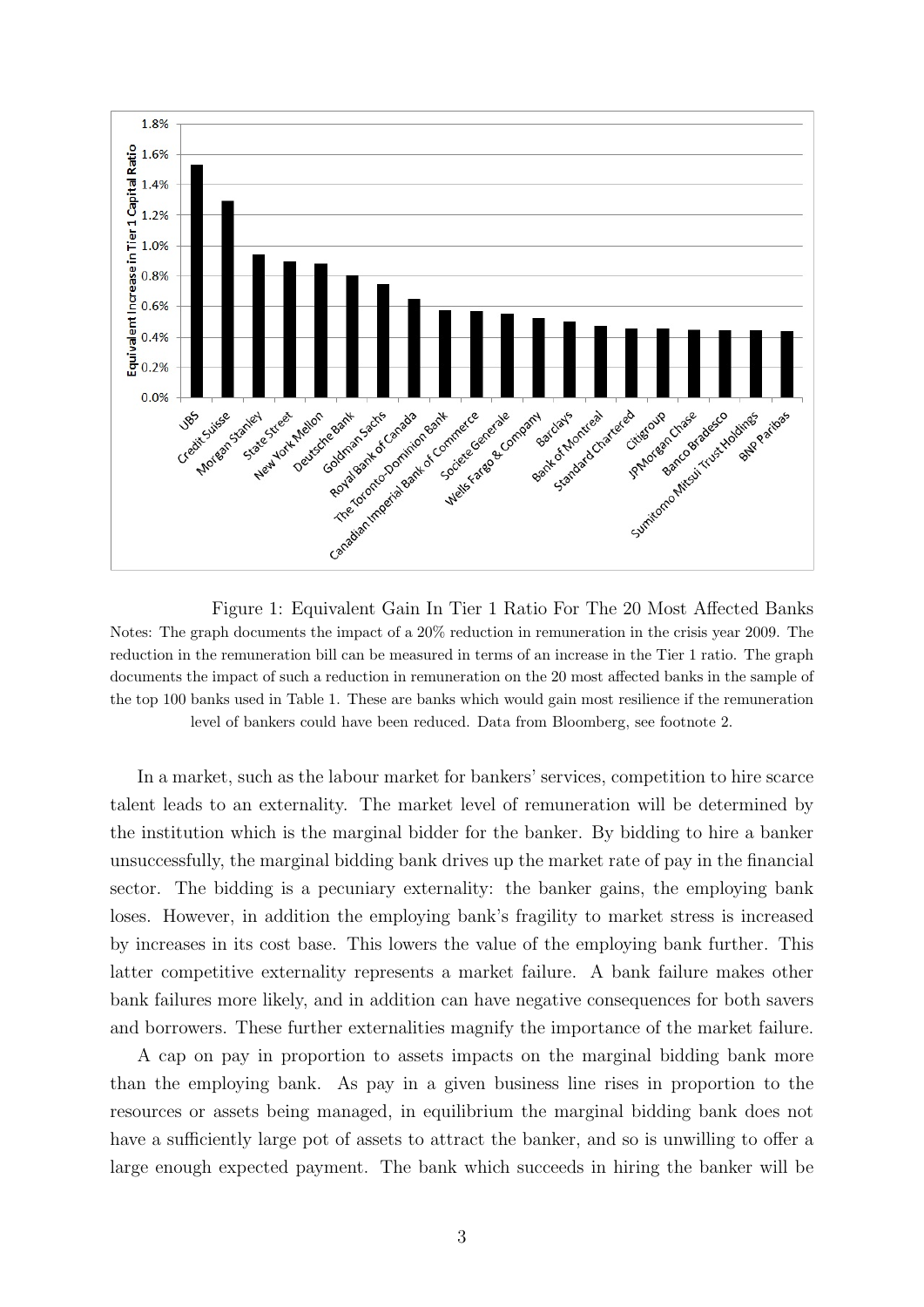Figure 1: Equivalent Gain In Tier 1 Ratio For The 20 Most Affected Banks

Notes: The graph documents the impact of a 20% reduction in remuneration in the crisis year 2009. The reduction in the remuneration bill can be measured in terms of an increase in the Tier 1 ratio. The graph documents the impact of such a reduction in remuneration on the 20 most affected banks in the sample of the top 100 banks used in Table 1. These are banks which would gain most resilience if the remuneration level of bankers could have been reduced. Data from Bloomberg, see footnote 2.

In a market, such as the labour market for bankers' services, competition to hire scarce talent leads to an externality. The market level of remuneration will be determined by the institution which is the marginal bidder for the banker. By bidding to hire a banker unsuccessfully, the marginal bidding bank drives up the market rate of pay in the financial sector. The bidding is a pecuniary externality: the banker gains, the employing bank loses. However, in addition the employing bank's fragility to market stress is increased by increases in its cost base. This lowers the value of the employing bank further. This latter competitive externality represents a market failure. A bank failure makes other bank failures more likely, and in addition can have negative consequences for both savers and borrowers. These further externalities magnify the importance of the market failure.

A cap on pay in proportion to assets impacts on the marginal bidding bank more than the employing bank. As pay in a given business line rises in proportion to the resources or assets being managed, in equilibrium the marginal bidding bank does not have a sufficiently large pot of assets to attract the banker, and so is unwilling to offer a large enough expected payment. The bank which succeeds in hiring the banker will be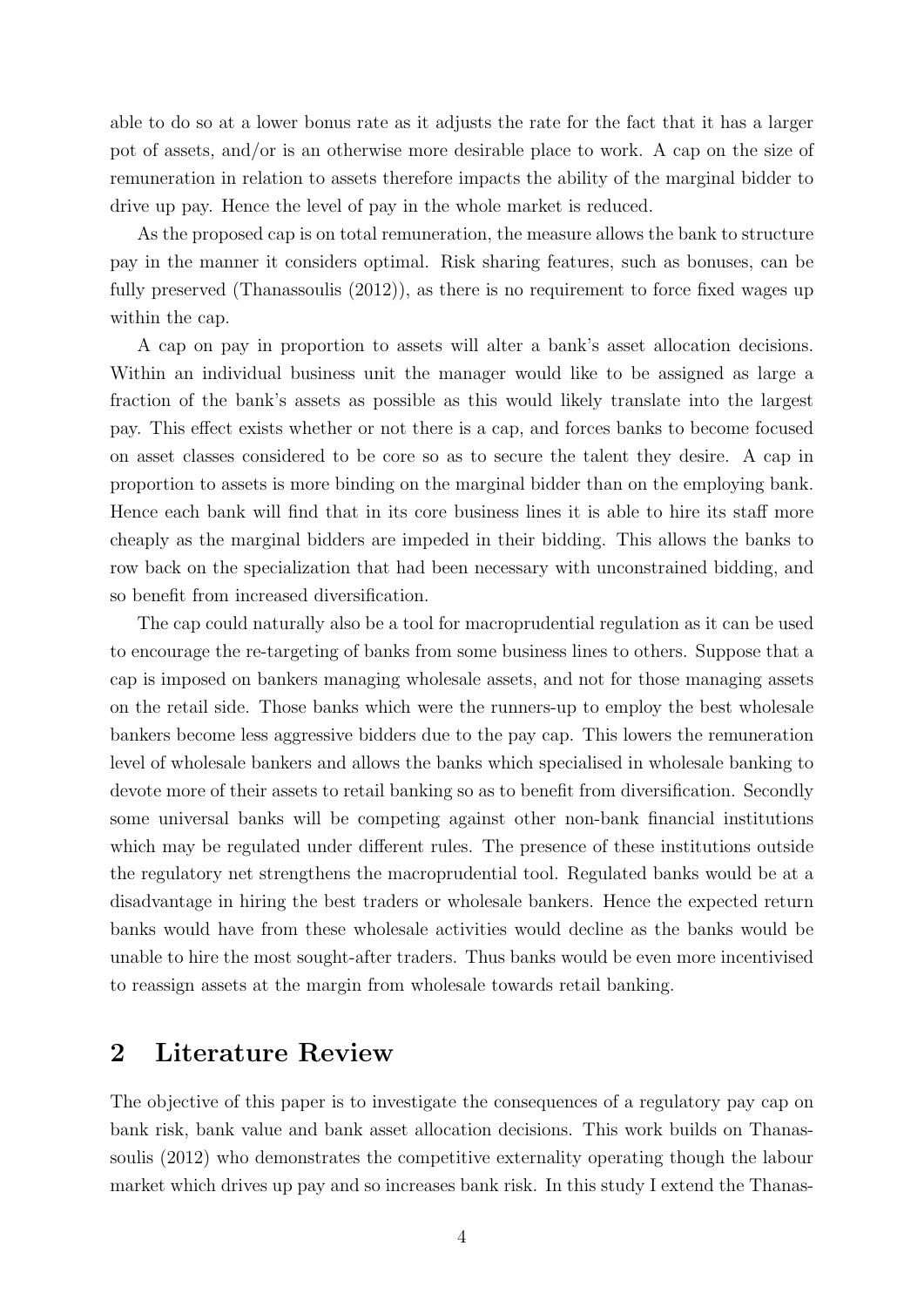able to do so at a lower bonus rate as it adjusts the rate for the fact that it has a larger pot of assets, and/or is an otherwise more desirable place to work. A cap on the size of remuneration in relation to assets therefore impacts the ability of the marginal bidder to drive up pay. Hence the level of pay in the whole market is reduced.

As the proposed cap is on total remuneration, the measure allows the bank to structure pay in the manner it considers optimal. Risk sharing features, such as bonuses, can be fully preserved (Thanassoulis (2012)), as there is no requirement to force fixed wages up within the cap.

A cap on pay in proportion to assets will alter a bank's asset allocation decisions. Within an individual business unit the manager would like to be assigned as large a fraction of the bank's assets as possible as this would likely translate into the largest pay. This effect exists whether or not there is a cap, and forces banks to become focused on asset classes considered to be core so as to secure the talent they desire. A cap in proportion to assets is more binding on the marginal bidder than on the employing bank. Hence each bank will find that in its core business lines it is able to hire its staff more cheaply as the marginal bidders are impeded in their bidding. This allows the banks to row back on the specialization that had been necessary with unconstrained bidding, and so benefit from increased diversification.

The cap could naturally also be a tool for macroprudential regulation as it can be used to encourage the re-targeting of banks from some business lines to others. Suppose that a cap is imposed on bankers managing wholesale assets, and not for those managing assets on the retail side. Those banks which were the runners-up to employ the best wholesale bankers become less aggressive bidders due to the pay cap. This lowers the remuneration level of wholesale bankers and allows the banks which specialised in wholesale banking to devote more of their assets to retail banking so as to benefit from diversification. Secondly some universal banks will be competing against other non-bank financial institutions which may be regulated under different rules. The presence of these institutions outside the regulatory net strengthens the macroprudential tool. Regulated banks would be at a disadvantage in hiring the best traders or wholesale bankers. Hence the expected return banks would have from these wholesale activities would decline as the banks would be unable to hire the most sought-after traders. Thus banks would be even more incentivised to reassign assets at the margin from wholesale towards retail banking.

## 2 Literature Review

The objective of this paper is to investigate the consequences of a regulatory pay cap on bank risk, bank value and bank asset allocation decisions. This work builds on Thanassoulis (2012) who demonstrates the competitive externality operating though the labour market which drives up pay and so increases bank risk. In this study I extend the Thanas-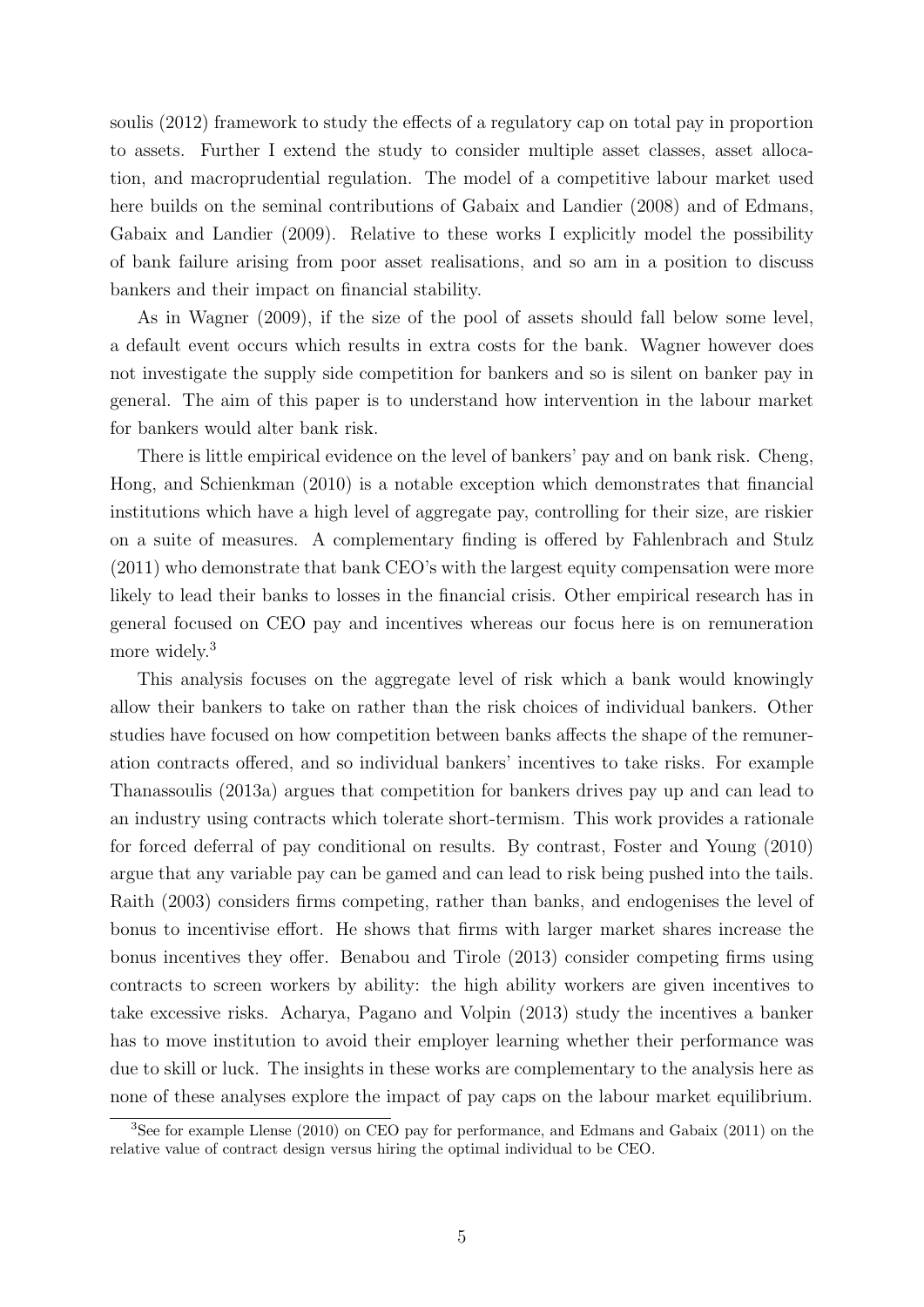soulis (2012) framework to study the effects of a regulatory cap on total pay in proportion to assets. Further I extend the study to consider multiple asset classes, asset allocation, and macroprudential regulation. The model of a competitive labour market used here builds on the seminal contributions of Gabaix and Landier (2008) and of Edmans, Gabaix and Landier (2009). Relative to these works I explicitly model the possibility of bank failure arising from poor asset realisations, and so am in a position to discuss bankers and their impact on financial stability.

As in Wagner (2009), if the size of the pool of assets should fall below some level, a default event occurs which results in extra costs for the bank. Wagner however does not investigate the supply side competition for bankers and so is silent on banker pay in general. The aim of this paper is to understand how intervention in the labour market for bankers would alter bank risk.

There is little empirical evidence on the level of bankers' pay and on bank risk. Cheng, Hong, and Schienkman (2010) is a notable exception which demonstrates that financial institutions which have a high level of aggregate pay, controlling for their size, are riskier on a suite of measures. A complementary finding is offered by Fahlenbrach and Stulz (2011) who demonstrate that bank CEO's with the largest equity compensation were more likely to lead their banks to losses in the financial crisis. Other empirical research has in general focused on CEO pay and incentives whereas our focus here is on remuneration more widely.[3]

This analysis focuses on the aggregate level of risk which a bank would knowingly allow their bankers to take on rather than the risk choices of individual bankers. Other studies have focused on how competition between banks affects the shape of the remuneration contracts offered, and so individual bankers' incentives to take risks. For example Thanassoulis (2013a) argues that competition for bankers drives pay up and can lead to an industry using contracts which tolerate short-termism. This work provides a rationale for forced deferral of pay conditional on results. By contrast, Foster and Young (2010) argue that any variable pay can be gamed and can lead to risk being pushed into the tails. Raith (2003) considers firms competing, rather than banks, and endogenises the level of bonus to incentivise effort. He shows that firms with larger market shares increase the bonus incentives they offer. Benabou and Tirole (2013) consider competing firms using contracts to screen workers by ability: the high ability workers are given incentives to take excessive risks. Acharya, Pagano and Volpin (2013) study the incentives a banker has to move institution to avoid their employer learning whether their performance was due to skill or luck. The insights in these works are complementary to the analysis here as none of these analyses explore the impact of pay caps on the labour market equilibrium.

[3] See for example Llense (2010) on CEO pay for performance, and Edmans and Gabaix (2011) on the relative value of contract design versus hiring the optimal individual to be CEO.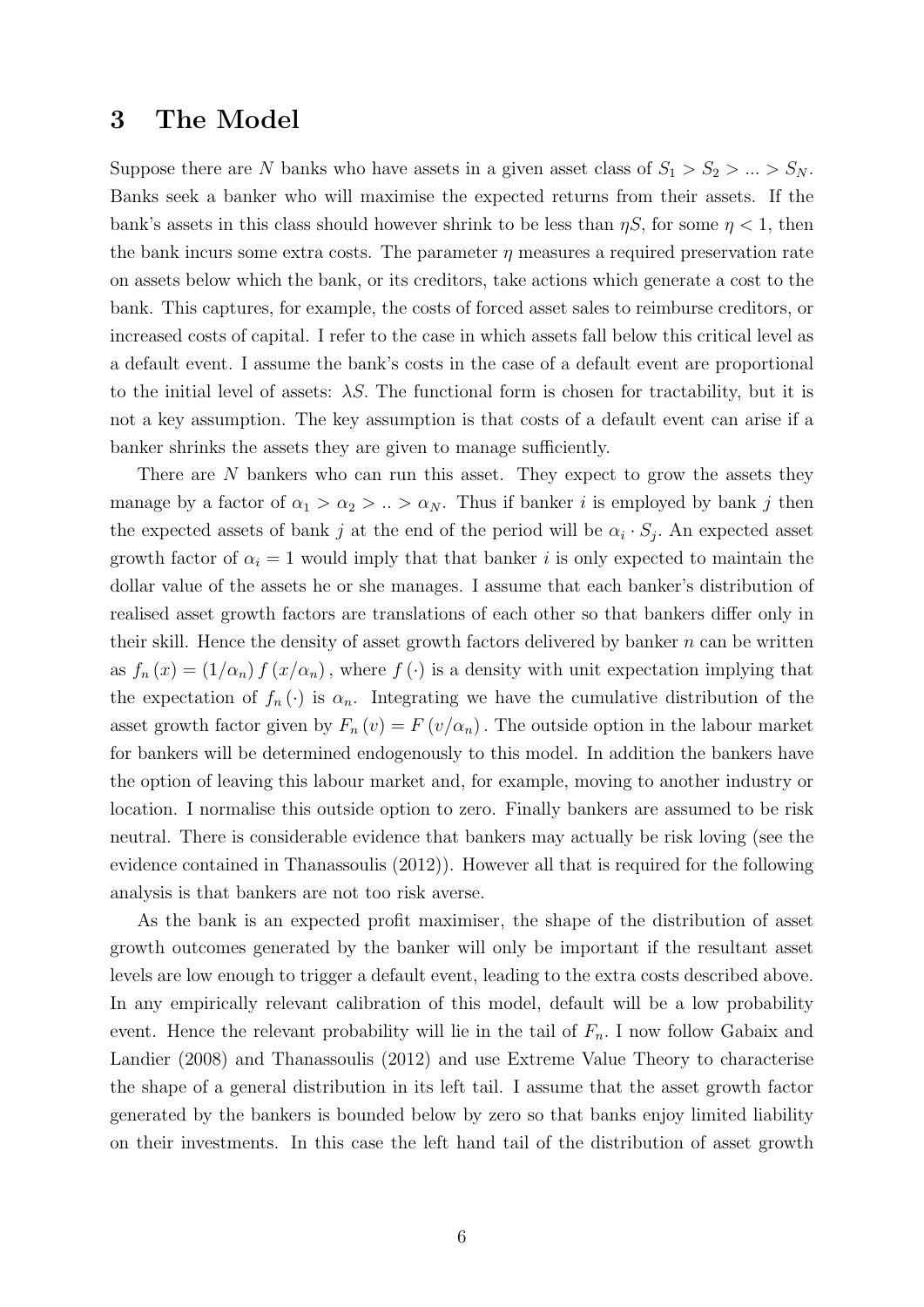## 3 The Model

Suppose there are $N$ banks who have assets in a given asset class of $S_1 > S_2 > ... > S_N$. Banks seek a banker who will maximise the expected returns from their assets. If the bank's assets in this class should however shrink to be less than $\eta S$, for some $\eta < 1$, then the bank incurs some extra costs. The parameter $\eta$ measures a required preservation rate on assets below which the bank, or its creditors, take actions which generate a cost to the bank. This captures, for example, the costs of forced asset sales to reimburse creditors, or increased costs of capital. I refer to the case in which assets fall below this critical level as a default event. I assume the bank's costs in the case of a default event are proportional to the initial level of assets: $\lambda S$. The functional form is chosen for tractability, but it is not a key assumption. The key assumption is that costs of a default event can arise if a banker shrinks the assets they are given to manage sufficiently.

There are $N$ bankers who can run this asset. They expect to grow the assets they manage by a factor of $\alpha_1 > \alpha_2 > .. > \alpha_N$. Thus if banker $i$ is employed by bank $j$ then the expected assets of bank $j$ at the end of the period will be $\alpha_i \cdot S_j$. An expected asset growth factor of $\alpha_i = 1$ would imply that that banker $i$ is only expected to maintain the dollar value of the assets he or she manages. I assume that each banker's distribution of realised asset growth factors are translations of each other so that bankers differ only in their skill. Hence the density of asset growth factors delivered by banker $n$ can be written as $f_n(x) = (1/\alpha_n) f(x/\alpha_n)$, where $f(\cdot)$ is a density with unit expectation implying that the expectation of $f_n(\cdot)$ is $\alpha_n$. Integrating we have the cumulative distribution of the asset growth factor given by $F_n(v) = F(v/\alpha_n)$. The outside option in the labour market for bankers will be determined endogenously to this model. In addition the bankers have the option of leaving this labour market and, for example, moving to another industry or location. I normalise this outside option to zero. Finally bankers are assumed to be risk neutral. There is considerable evidence that bankers may actually be risk loving (see the evidence contained in Thanassoulis (2012)). However all that is required for the following analysis is that bankers are not too risk averse.

As the bank is an expected profit maximiser, the shape of the distribution of asset growth outcomes generated by the banker will only be important if the resultant asset levels are low enough to trigger a default event, leading to the extra costs described above. In any empirically relevant calibration of this model, default will be a low probability event. Hence the relevant probability will lie in the tail of $F_n$. I now follow Gabaix and Landier (2008) and Thanassoulis (2012) and use Extreme Value Theory to characterise the shape of a general distribution in its left tail. I assume that the asset growth factor generated by the bankers is bounded below by zero so that banks enjoy limited liability on their investments. In this case the left hand tail of the distribution of asset growth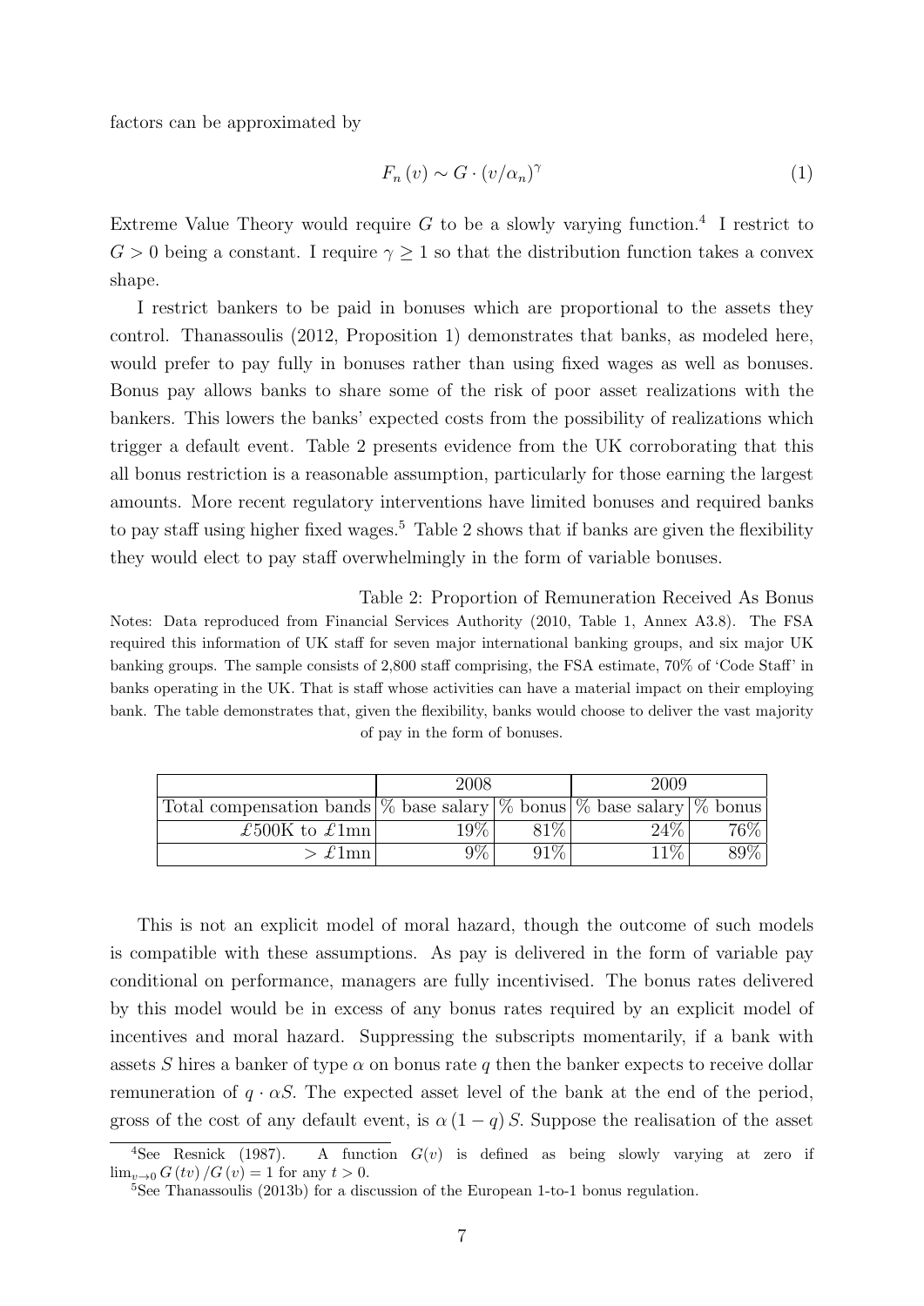factors can be approximated by

$$F_n(v) \sim G \cdot (v/\alpha_n)^{\gamma} \tag{1}$$

Extreme Value Theory would require $G$ to be a slowly varying function.[4] I restrict to $G > 0$ being a constant. I require $\gamma \geq 1$ so that the distribution function takes a convex shape.

I restrict bankers to be paid in bonuses which are proportional to the assets they control. Thanassoulis (2012, Proposition 1) demonstrates that banks, as modeled here, would prefer to pay fully in bonuses rather than using fixed wages as well as bonuses. Bonus pay allows banks to share some of the risk of poor asset realizations with the bankers. This lowers the banks' expected costs from the possibility of realizations which trigger a default event. Table 2 presents evidence from the UK corroborating that this all bonus restriction is a reasonable assumption, particularly for those earning the largest amounts. More recent regulatory interventions have limited bonuses and required banks to pay staff using higher fixed wages.[5] Table 2 shows that if banks are given the flexibility they would elect to pay staff overwhelmingly in the form of variable bonuses.

Table 2: Proportion of Remuneration Received As Bonus

Notes: Data reproduced from Financial Services Authority (2010, Table 1, Annex A3.8). The FSA required this information of UK staff for seven major international banking groups, and six major UK banking groups. The sample consists of 2,800 staff comprising, the FSA estimate, 70% of 'Code Staff' in banks operating in the UK. That is staff whose activities can have a material impact on their employing bank. The table demonstrates that, given the flexibility, banks would choose to deliver the vast majority of pay in the form of bonuses.

| | 2008 | | 2009 | |
|---|---|---|---|---|
| Total compensation bands | % base salary | % bonus | % base salary | % bonus |
| £500K to £1mn | 19% | 81% | 24% | 76% |
| > £1mn | 9% | 91% | 11% | 89% |

This is not an explicit model of moral hazard, though the outcome of such models is compatible with these assumptions. As pay is delivered in the form of variable pay conditional on performance, managers are fully incentivised. The bonus rates delivered by this model would be in excess of any bonus rates required by an explicit model of incentives and moral hazard. Suppressing the subscripts momentarily, if a bank with assets $S$ hires a banker of type $\alpha$ on bonus rate $q$ then the banker expects to receive dollar remuneration of $q \cdot \alpha S$. The expected asset level of the bank at the end of the period, gross of the cost of any default event, is $\alpha(1-q)S$. Suppose the realisation of the asset

[4] See Resnick (1987). A function $G(v)$ is defined as being slowly varying at zero if $\lim_{v \to 0} G(tv)/G(v) = 1$ for any $t > 0$.

[5] See Thanassoulis (2013b) for a discussion of the European 1-to-1 bonus regulation.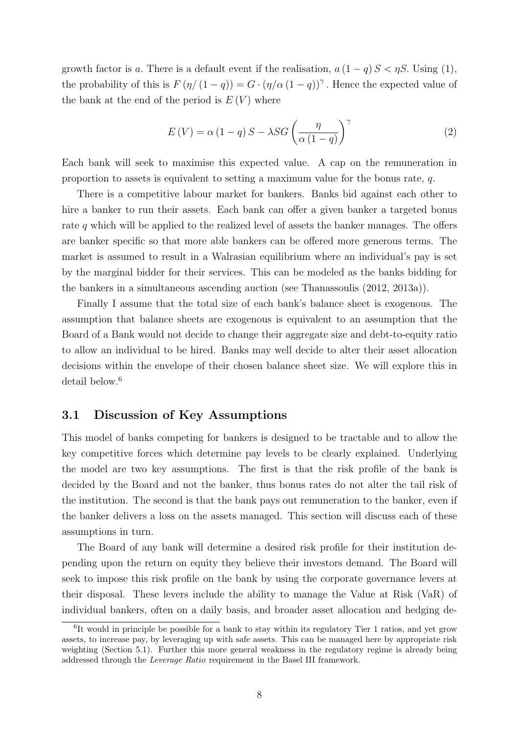growth factor is $a$. There is a default event if the realisation, $a(1-q)S < \eta S$. Using (1), the probability of this is $F(\eta/(1-q)) = G \cdot (\eta/\alpha(1-q))^{\gamma}$. Hence the expected value of the bank at the end of the period is $E(V)$ where

$$E(V) = \alpha(1-q)S - \lambda SG\left(\frac{\eta}{\alpha(1-q)}\right)^{\gamma} \tag{2}$$

Each bank will seek to maximise this expected value. A cap on the remuneration in proportion to assets is equivalent to setting a maximum value for the bonus rate, $q$.

There is a competitive labour market for bankers. Banks bid against each other to hire a banker to run their assets. Each bank can offer a given banker a targeted bonus rate $q$ which will be applied to the realized level of assets the banker manages. The offers are banker specific so that more able bankers can be offered more generous terms. The market is assumed to result in a Walrasian equilibrium where an individual's pay is set by the marginal bidder for their services. This can be modeled as the banks bidding for the bankers in a simultaneous ascending auction (see Thanassoulis (2012, 2013a)).

Finally I assume that the total size of each bank's balance sheet is exogenous. The assumption that balance sheets are exogenous is equivalent to an assumption that the Board of a Bank would not decide to change their aggregate size and debt-to-equity ratio to allow an individual to be hired. Banks may well decide to alter their asset allocation decisions within the envelope of their chosen balance sheet size. We will explore this in detail below.[6]

## 3.1 Discussion of Key Assumptions

This model of banks competing for bankers is designed to be tractable and to allow the key competitive forces which determine pay levels to be clearly explained. Underlying the model are two key assumptions. The first is that the risk profile of the bank is decided by the Board and not the banker, thus bonus rates do not alter the tail risk of the institution. The second is that the bank pays out remuneration to the banker, even if the banker delivers a loss on the assets managed. This section will discuss each of these assumptions in turn.

The Board of any bank will determine a desired risk profile for their institution depending upon the return on equity they believe their investors demand. The Board will seek to impose this risk profile on the bank by using the corporate governance levers at their disposal. These levers include the ability to manage the Value at Risk (VaR) of individual bankers, often on a daily basis, and broader asset allocation and hedging de-

[6] It would in principle be possible for a bank to stay within its regulatory Tier 1 ratios, and yet grow assets, to increase pay, by leveraging up with safe assets. This can be managed here by appropriate risk weighting (Section 5.1). Further this more general weakness in the regulatory regime is already being addressed through the *Leverage Ratio* requirement in the Basel III framework.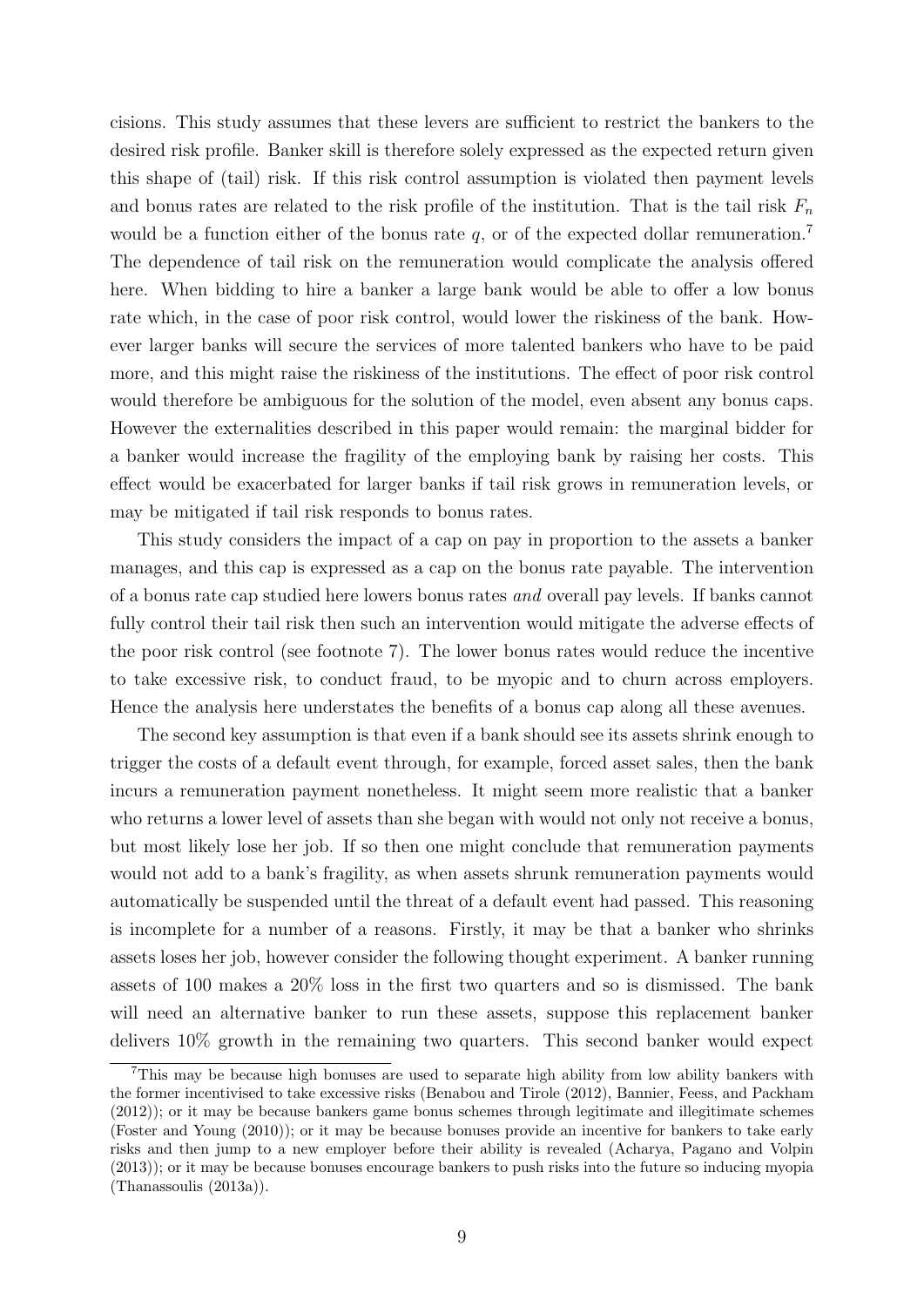cisions. This study assumes that these levers are sufficient to restrict the bankers to the desired risk profile. Banker skill is therefore solely expressed as the expected return given this shape of (tail) risk. If this risk control assumption is violated then payment levels and bonus rates are related to the risk profile of the institution. That is the tail risk $F_n$ would be a function either of the bonus rate $q$, or of the expected dollar remuneration.[7] The dependence of tail risk on the remuneration would complicate the analysis offered here. When bidding to hire a banker a large bank would be able to offer a low bonus rate which, in the case of poor risk control, would lower the riskiness of the bank. However larger banks will secure the services of more talented bankers who have to be paid more, and this might raise the riskiness of the institutions. The effect of poor risk control would therefore be ambiguous for the solution of the model, even absent any bonus caps. However the externalities described in this paper would remain: the marginal bidder for a banker would increase the fragility of the employing bank by raising her costs. This effect would be exacerbated for larger banks if tail risk grows in remuneration levels, or may be mitigated if tail risk responds to bonus rates.

This study considers the impact of a cap on pay in proportion to the assets a banker manages, and this cap is expressed as a cap on the bonus rate payable. The intervention of a bonus rate cap studied here lowers bonus rates *and* overall pay levels. If banks cannot fully control their tail risk then such an intervention would mitigate the adverse effects of the poor risk control (see footnote 7). The lower bonus rates would reduce the incentive to take excessive risk, to conduct fraud, to be myopic and to churn across employers. Hence the analysis here understates the benefits of a bonus cap along all these avenues.

The second key assumption is that even if a bank should see its assets shrink enough to trigger the costs of a default event through, for example, forced asset sales, then the bank incurs a remuneration payment nonetheless. It might seem more realistic that a banker who returns a lower level of assets than she began with would not only not receive a bonus, but most likely lose her job. If so then one might conclude that remuneration payments would not add to a bank's fragility, as when assets shrunk remuneration payments would automatically be suspended until the threat of a default event had passed. This reasoning is incomplete for a number of a reasons. Firstly, it may be that a banker who shrinks assets loses her job, however consider the following thought experiment. A banker running assets of 100 makes a 20% loss in the first two quarters and so is dismissed. The bank will need an alternative banker to run these assets, suppose this replacement banker delivers 10% growth in the remaining two quarters. This second banker would expect

[7] This may be because high bonuses are used to separate high ability from low ability bankers with the former incentivised to take excessive risks (Benabou and Tirole (2012), Bannier, Feess, and Packham (2012)); or it may be because bankers game bonus schemes through legitimate and illegitimate schemes (Foster and Young (2010)); or it may be because bonuses provide an incentive for bankers to take early risks and then jump to a new employer before their ability is revealed (Acharya, Pagano and Volpin (2013)); or it may be because bonuses encourage bankers to push risks into the future so inducing myopia (Thanassoulis (2013a)).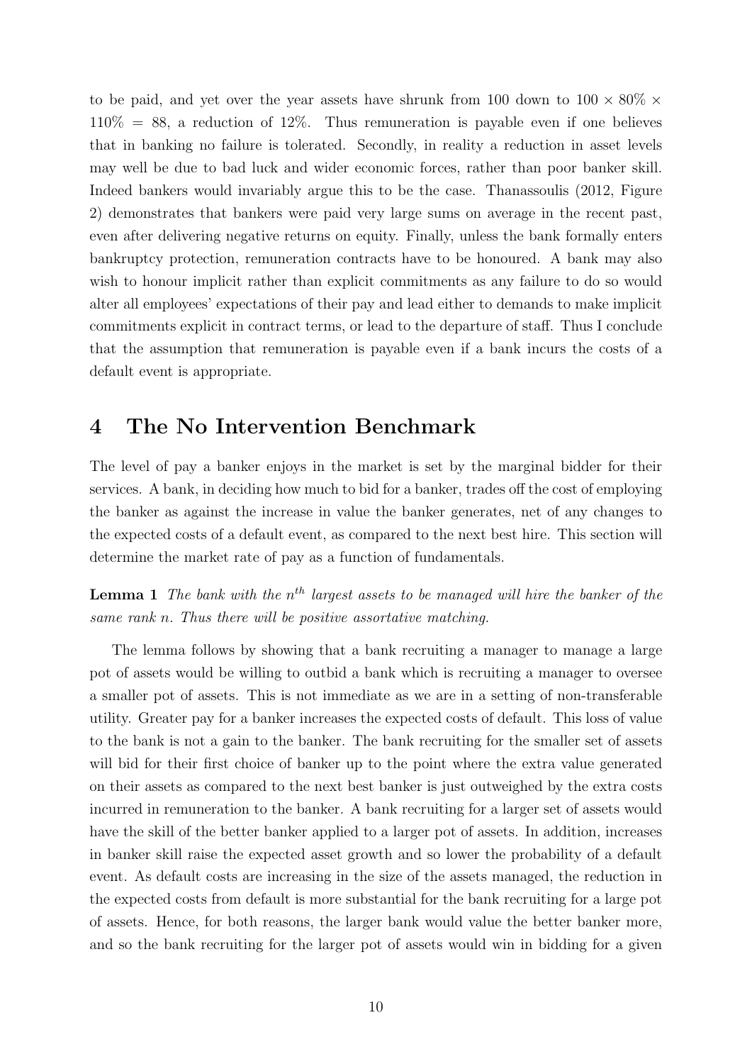to be paid, and yet over the year assets have shrunk from 100 down to $100 \times 80\% \times 110\% = 88$, a reduction of 12%. Thus remuneration is payable even if one believes that in banking no failure is tolerated. Secondly, in reality a reduction in asset levels may well be due to bad luck and wider economic forces, rather than poor banker skill. Indeed bankers would invariably argue this to be the case. Thanassoulis (2012, Figure 2) demonstrates that bankers were paid very large sums on average in the recent past, even after delivering negative returns on equity. Finally, unless the bank formally enters bankruptcy protection, remuneration contracts have to be honoured. A bank may also wish to honour implicit rather than explicit commitments as any failure to do so would alter all employees' expectations of their pay and lead either to demands to make implicit commitments explicit in contract terms, or lead to the departure of staff. Thus I conclude that the assumption that remuneration is payable even if a bank incurs the costs of a default event is appropriate.

# 4 The No Intervention Benchmark

The level of pay a banker enjoys in the market is set by the marginal bidder for their services. A bank, in deciding how much to bid for a banker, trades off the cost of employing the banker as against the increase in value the banker generates, net of any changes to the expected costs of a default event, as compared to the next best hire. This section will determine the market rate of pay as a function of fundamentals.

**Lemma 1** *The bank with the $n^{th}$ largest assets to be managed will hire the banker of the same rank $n$. Thus there will be positive assortative matching.*

The lemma follows by showing that a bank recruiting a manager to manage a large pot of assets would be willing to outbid a bank which is recruiting a manager to oversee a smaller pot of assets. This is not immediate as we are in a setting of non-transferable utility. Greater pay for a banker increases the expected costs of default. This loss of value to the bank is not a gain to the banker. The bank recruiting for the smaller set of assets will bid for their first choice of banker up to the point where the extra value generated on their assets as compared to the next best banker is just outweighed by the extra costs incurred in remuneration to the banker. A bank recruiting for a larger set of assets would have the skill of the better banker applied to a larger pot of assets. In addition, increases in banker skill raise the expected asset growth and so lower the probability of a default event. As default costs are increasing in the size of the assets managed, the reduction in the expected costs from default is more substantial for the bank recruiting for a large pot of assets. Hence, for both reasons, the larger bank would value the better banker more, and so the bank recruiting for the larger pot of assets would win in bidding for a given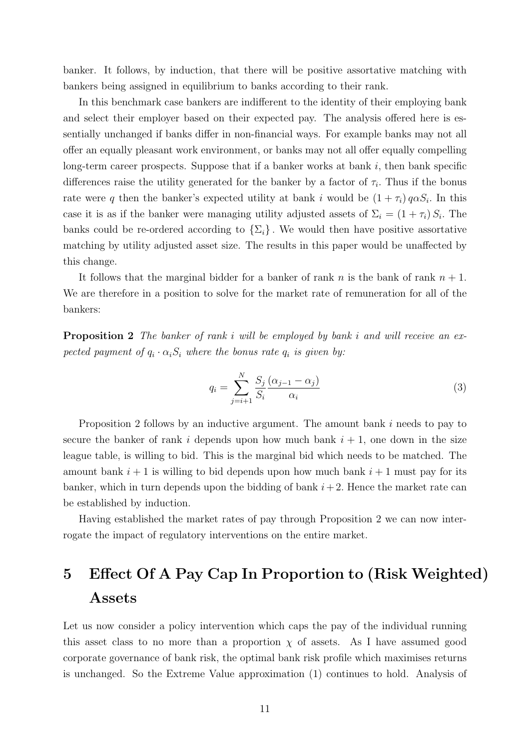banker. It follows, by induction, that there will be positive assortative matching with bankers being assigned in equilibrium to banks according to their rank.

In this benchmark case bankers are indifferent to the identity of their employing bank and select their employer based on their expected pay. The analysis offered here is essentially unchanged if banks differ in non-financial ways. For example banks may not all offer an equally pleasant work environment, or banks may not all offer equally compelling long-term career prospects. Suppose that if a banker works at bank $i$, then bank specific differences raise the utility generated for the banker by a factor of $\tau_i$. Thus if the bonus rate were $q$ then the banker's expected utility at bank $i$ would be $(1+\tau_i)\, q\alpha S_i$. In this case it is as if the banker were managing utility adjusted assets of $\Sigma_i = (1+\tau_i)\, S_i$. The banks could be re-ordered according to $\{\Sigma_i\}$. We would then have positive assortative matching by utility adjusted asset size. The results in this paper would be unaffected by this change.

It follows that the marginal bidder for a banker of rank $n$ is the bank of rank $n+1$. We are therefore in a position to solve for the market rate of remuneration for all of the bankers:

**Proposition 2** *The banker of rank $i$ will be employed by bank $i$ and will receive an expected payment of $q_i \cdot \alpha_i S_i$ where the bonus rate $q_i$ is given by:*

$$q_i = \sum_{j=i+1}^{N} \frac{S_j}{S_i} \frac{(\alpha_{j-1} - \alpha_j)}{\alpha_i} \tag{3}$$

Proposition 2 follows by an inductive argument. The amount bank $i$ needs to pay to secure the banker of rank $i$ depends upon how much bank $i+1$, one down in the size league table, is willing to bid. This is the marginal bid which needs to be matched. The amount bank $i+1$ is willing to bid depends upon how much bank $i+1$ must pay for its banker, which in turn depends upon the bidding of bank $i+2$. Hence the market rate can be established by induction.

Having established the market rates of pay through Proposition 2 we can now interrogate the impact of regulatory interventions on the entire market.

# 5 Effect Of A Pay Cap In Proportion to (Risk Weighted) Assets

Let us now consider a policy intervention which caps the pay of the individual running this asset class to no more than a proportion $\chi$ of assets. As I have assumed good corporate governance of bank risk, the optimal bank risk profile which maximises returns is unchanged. So the Extreme Value approximation (1) continues to hold. Analysis of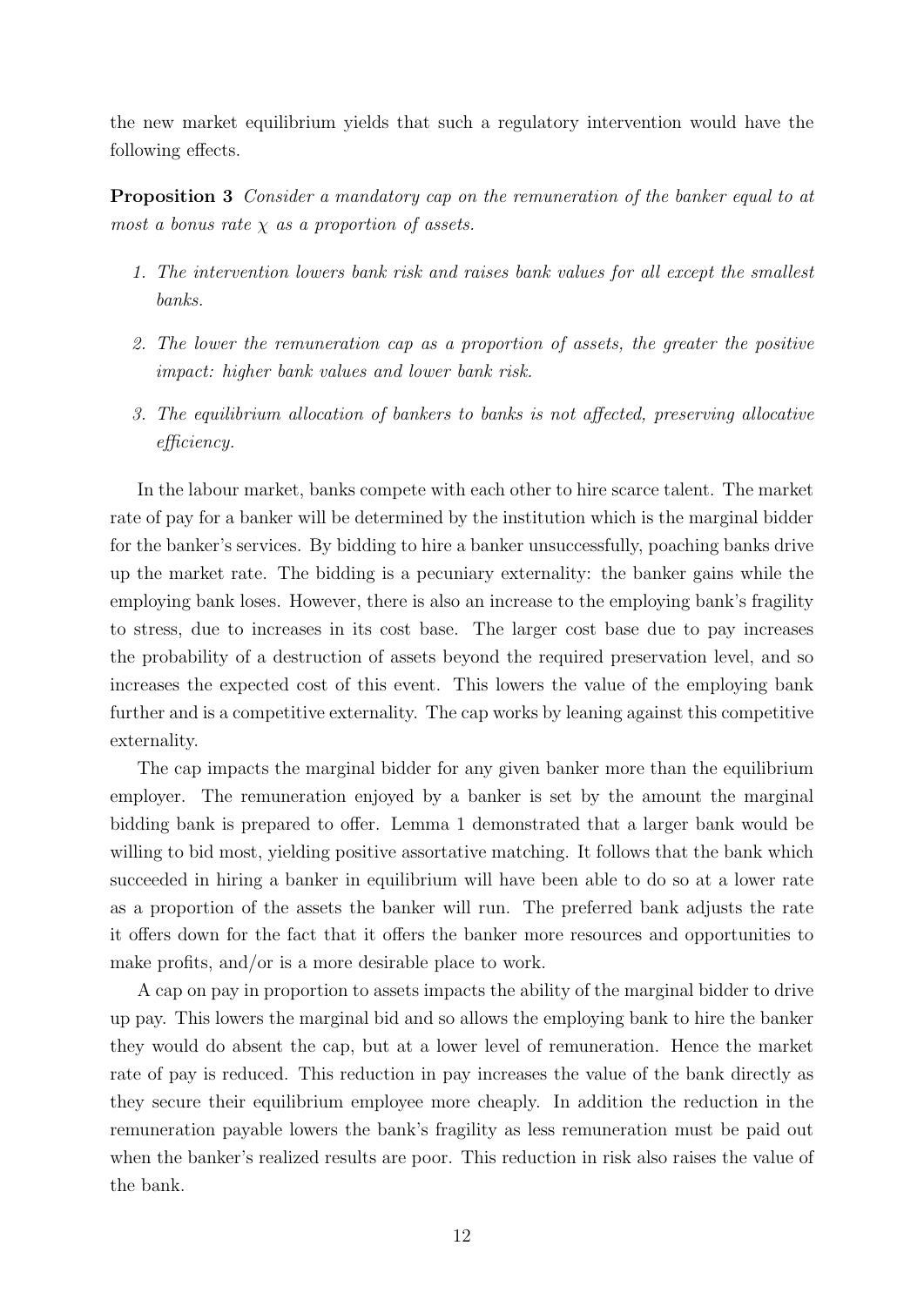the new market equilibrium yields that such a regulatory intervention would have the following effects.

**Proposition 3** *Consider a mandatory cap on the remuneration of the banker equal to at most a bonus rate $\chi$ as a proportion of assets.*

1. *The intervention lowers bank risk and raises bank values for all except the smallest banks.*
2. *The lower the remuneration cap as a proportion of assets, the greater the positive impact: higher bank values and lower bank risk.*
3. *The equilibrium allocation of bankers to banks is not affected, preserving allocative efficiency.*

In the labour market, banks compete with each other to hire scarce talent. The market rate of pay for a banker will be determined by the institution which is the marginal bidder for the banker's services. By bidding to hire a banker unsuccessfully, poaching banks drive up the market rate. The bidding is a pecuniary externality: the banker gains while the employing bank loses. However, there is also an increase to the employing bank's fragility to stress, due to increases in its cost base. The larger cost base due to pay increases the probability of a destruction of assets beyond the required preservation level, and so increases the expected cost of this event. This lowers the value of the employing bank further and is a competitive externality. The cap works by leaning against this competitive externality.

The cap impacts the marginal bidder for any given banker more than the equilibrium employer. The remuneration enjoyed by a banker is set by the amount the marginal bidding bank is prepared to offer. Lemma 1 demonstrated that a larger bank would be willing to bid most, yielding positive assortative matching. It follows that the bank which succeeded in hiring a banker in equilibrium will have been able to do so at a lower rate as a proportion of the assets the banker will run. The preferred bank adjusts the rate it offers down for the fact that it offers the banker more resources and opportunities to make profits, and/or is a more desirable place to work.

A cap on pay in proportion to assets impacts the ability of the marginal bidder to drive up pay. This lowers the marginal bid and so allows the employing bank to hire the banker they would do absent the cap, but at a lower level of remuneration. Hence the market rate of pay is reduced. This reduction in pay increases the value of the bank directly as they secure their equilibrium employee more cheaply. In addition the reduction in the remuneration payable lowers the bank's fragility as less remuneration must be paid out when the banker's realized results are poor. This reduction in risk also raises the value of the bank.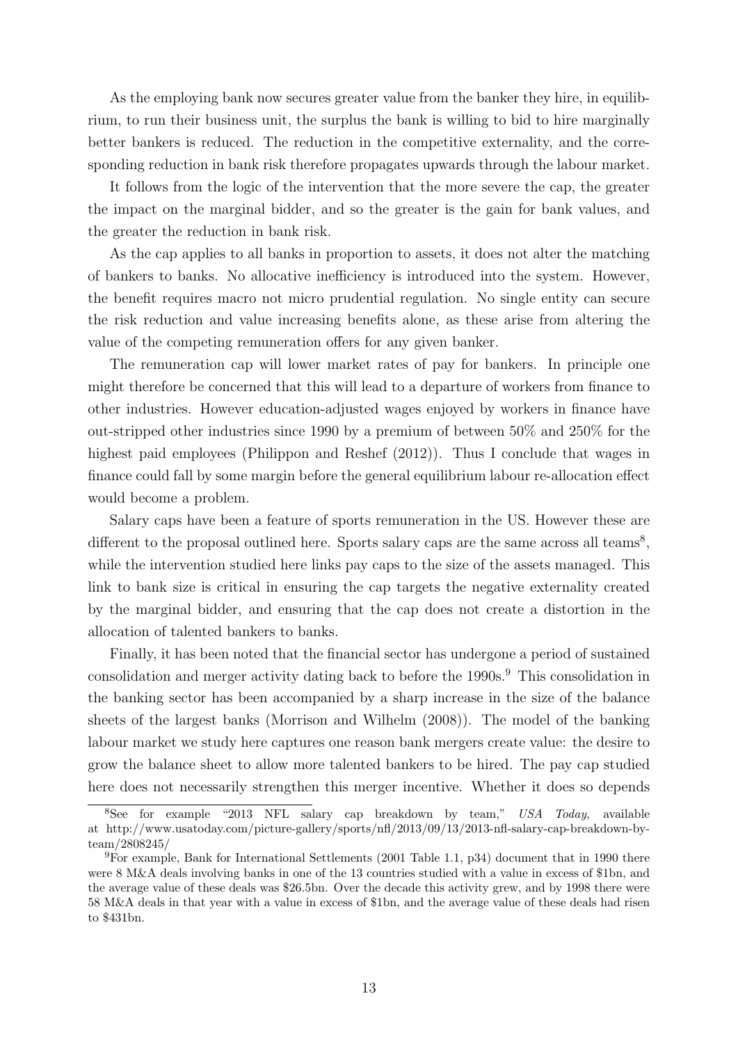As the employing bank now secures greater value from the banker they hire, in equilibrium, to run their business unit, the surplus the bank is willing to bid to hire marginally better bankers is reduced. The reduction in the competitive externality, and the corresponding reduction in bank risk therefore propagates upwards through the labour market.

It follows from the logic of the intervention that the more severe the cap, the greater the impact on the marginal bidder, and so the greater is the gain for bank values, and the greater the reduction in bank risk.

As the cap applies to all banks in proportion to assets, it does not alter the matching of bankers to banks. No allocative inefficiency is introduced into the system. However, the benefit requires macro not micro prudential regulation. No single entity can secure the risk reduction and value increasing benefits alone, as these arise from altering the value of the competing remuneration offers for any given banker.

The remuneration cap will lower market rates of pay for bankers. In principle one might therefore be concerned that this will lead to a departure of workers from finance to other industries. However education-adjusted wages enjoyed by workers in finance have out-stripped other industries since 1990 by a premium of between 50% and 250% for the highest paid employees (Philippon and Reshef (2012)). Thus I conclude that wages in finance could fall by some margin before the general equilibrium labour re-allocation effect would become a problem.

Salary caps have been a feature of sports remuneration in the US. However these are different to the proposal outlined here. Sports salary caps are the same across all teams[8], while the intervention studied here links pay caps to the size of the assets managed. This link to bank size is critical in ensuring the cap targets the negative externality created by the marginal bidder, and ensuring that the cap does not create a distortion in the allocation of talented bankers to banks.

Finally, it has been noted that the financial sector has undergone a period of sustained consolidation and merger activity dating back to before the 1990s.[9] This consolidation in the banking sector has been accompanied by a sharp increase in the size of the balance sheets of the largest banks (Morrison and Wilhelm (2008)). The model of the banking labour market we study here captures one reason bank mergers create value: the desire to grow the balance sheet to allow more talented bankers to be hired. The pay cap studied here does not necessarily strengthen this merger incentive. Whether it does so depends

---

[8] See for example "2013 NFL salary cap breakdown by team," *USA Today*, available at http://www.usatoday.com/picture-gallery/sports/nfl/2013/09/13/2013-nfl-salary-cap-breakdown-by-team/2808245/

[9] For example, Bank for International Settlements (2001 Table 1.1, p34) document that in 1990 there were 8 M&A deals involving banks in one of the 13 countries studied with a value in excess of \$1bn, and the average value of these deals was \$26.5bn. Over the decade this activity grew, and by 1998 there were 58 M&A deals in that year with a value in excess of \$1bn, and the average value of these deals had risen to \$431bn.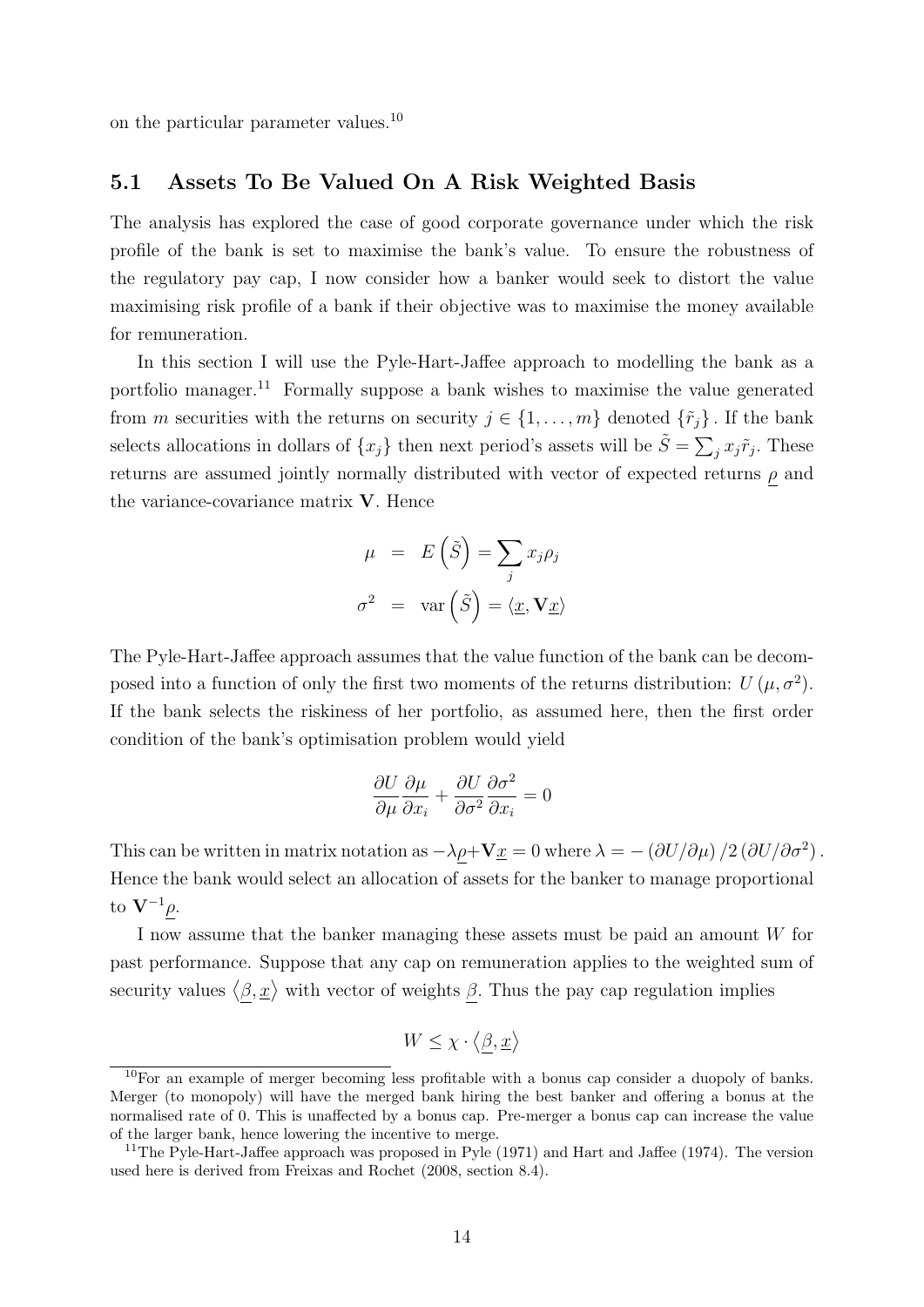on the particular parameter values.[10]

### 5.1 Assets To Be Valued On A Risk Weighted Basis

The analysis has explored the case of good corporate governance under which the risk profile of the bank is set to maximise the bank's value. To ensure the robustness of the regulatory pay cap, I now consider how a banker would seek to distort the value maximising risk profile of a bank if their objective was to maximise the money available for remuneration.

In this section I will use the Pyle-Hart-Jaffee approach to modelling the bank as a portfolio manager.[11] Formally suppose a bank wishes to maximise the value generated from $m$ securities with the returns on security $j \in \{1, \ldots, m\}$ denoted $\{\tilde{r}_j\}$. If the bank selects allocations in dollars of $\{x_j\}$ then next period's assets will be $\tilde{S} = \sum_j x_j \tilde{r}_j$. These returns are assumed jointly normally distributed with vector of expected returns $\underline{\rho}$ and the variance-covariance matrix $\mathbf{V}$. Hence

$$\begin{aligned} \mu &= E\left(\tilde{S}\right) = \sum_j x_j \rho_j \\ \sigma^2 &= \operatorname{var}\left(\tilde{S}\right) = \langle \underline{x}, \mathbf{V}\underline{x} \rangle \end{aligned}$$

The Pyle-Hart-Jaffee approach assumes that the value function of the bank can be decomposed into a function of only the first two moments of the returns distribution: $U(\mu, \sigma^2)$. If the bank selects the riskiness of her portfolio, as assumed here, then the first order condition of the bank's optimisation problem would yield

$$\frac{\partial U}{\partial \mu} \frac{\partial \mu}{\partial x_i} + \frac{\partial U}{\partial \sigma^2} \frac{\partial \sigma^2}{\partial x_i} = 0$$

This can be written in matrix notation as $-\lambda \underline{\rho} + \mathbf{V}\underline{x} = 0$ where $\lambda = -\left(\partial U / \partial \mu\right) / 2\left(\partial U / \partial \sigma^2\right)$. Hence the bank would select an allocation of assets for the banker to manage proportional to $\mathbf{V}^{-1}\underline{\rho}$.

I now assume that the banker managing these assets must be paid an amount $W$ for past performance. Suppose that any cap on remuneration applies to the weighted sum of security values $\langle \underline{\beta}, \underline{x} \rangle$ with vector of weights $\underline{\beta}$. Thus the pay cap regulation implies

$$W \leq \chi \cdot \langle \underline{\beta}, \underline{x} \rangle$$

---

[10] For an example of merger becoming less profitable with a bonus cap consider a duopoly of banks. Merger (to monopoly) will have the merged bank hiring the best banker and offering a bonus at the normalised rate of 0. This is unaffected by a bonus cap. Pre-merger a bonus cap can increase the value of the larger bank, hence lowering the incentive to merge.

[11] The Pyle-Hart-Jaffee approach was proposed in Pyle (1971) and Hart and Jaffee (1974). The version used here is derived from Freixas and Rochet (2008, section 8.4).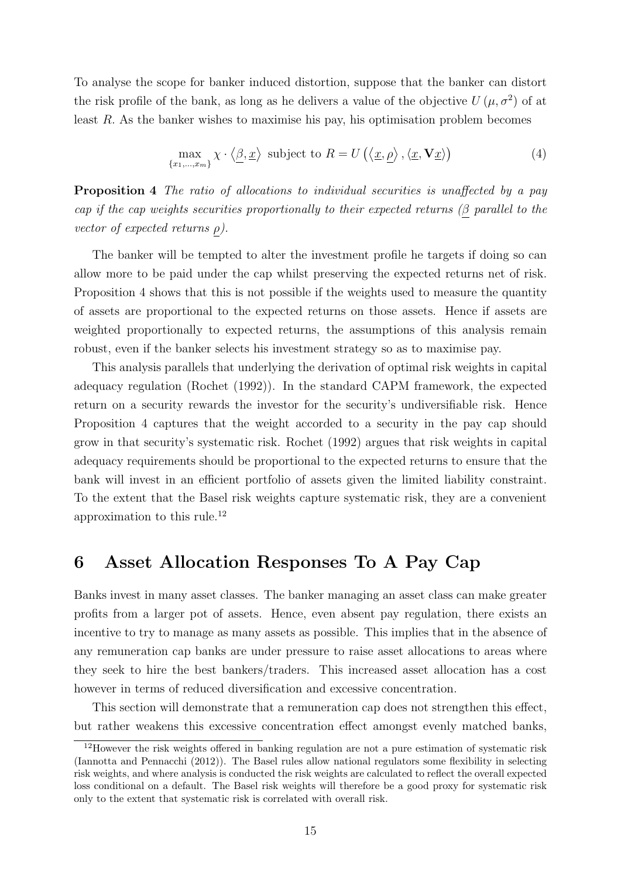To analyse the scope for banker induced distortion, suppose that the banker can distort the risk profile of the bank, as long as he delivers a value of the objective $U(\mu, \sigma^2)$ of at least $R$. As the banker wishes to maximise his pay, his optimisation problem becomes

$$\max_{\{x_1,\ldots,x_m\}} \chi \cdot \langle \underline{\beta}, \underline{x} \rangle \text{ subject to } R = U\left(\langle \underline{x}, \underline{\rho} \rangle, \langle \underline{x}, \mathbf{V}\underline{x} \rangle\right) \tag{4}$$

**Proposition 4** *The ratio of allocations to individual securities is unaffected by a pay cap if the cap weights securities proportionally to their expected returns ($\underline{\beta}$ parallel to the vector of expected returns $\underline{\rho}$).*

The banker will be tempted to alter the investment profile he targets if doing so can allow more to be paid under the cap whilst preserving the expected returns net of risk. Proposition 4 shows that this is not possible if the weights used to measure the quantity of assets are proportional to the expected returns on those assets. Hence if assets are weighted proportionally to expected returns, the assumptions of this analysis remain robust, even if the banker selects his investment strategy so as to maximise pay.

This analysis parallels that underlying the derivation of optimal risk weights in capital adequacy regulation (Rochet (1992)). In the standard CAPM framework, the expected return on a security rewards the investor for the security's undiversifiable risk. Hence Proposition 4 captures that the weight accorded to a security in the pay cap should grow in that security's systematic risk. Rochet (1992) argues that risk weights in capital adequacy requirements should be proportional to the expected returns to ensure that the bank will invest in an efficient portfolio of assets given the limited liability constraint. To the extent that the Basel risk weights capture systematic risk, they are a convenient approximation to this rule.[12]

# 6 Asset Allocation Responses To A Pay Cap

Banks invest in many asset classes. The banker managing an asset class can make greater profits from a larger pot of assets. Hence, even absent pay regulation, there exists an incentive to try to manage as many assets as possible. This implies that in the absence of any remuneration cap banks are under pressure to raise asset allocations to areas where they seek to hire the best bankers/traders. This increased asset allocation has a cost however in terms of reduced diversification and excessive concentration.

This section will demonstrate that a remuneration cap does not strengthen this effect, but rather weakens this excessive concentration effect amongst evenly matched banks,

[12] However the risk weights offered in banking regulation are not a pure estimation of systematic risk (Iannotta and Pennacchi (2012)). The Basel rules allow national regulators some flexibility in selecting risk weights, and where analysis is conducted the risk weights are calculated to reflect the overall expected loss conditional on a default. The Basel risk weights will therefore be a good proxy for systematic risk only to the extent that systematic risk is correlated with overall risk.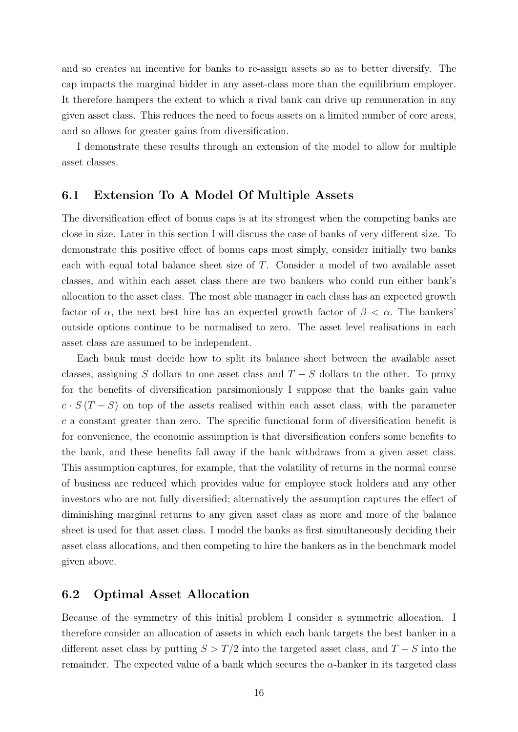and so creates an incentive for banks to re-assign assets so as to better diversify. The cap impacts the marginal bidder in any asset-class more than the equilibrium employer. It therefore hampers the extent to which a rival bank can drive up remuneration in any given asset class. This reduces the need to focus assets on a limited number of core areas, and so allows for greater gains from diversification.

I demonstrate these results through an extension of the model to allow for multiple asset classes.

## 6.1 Extension To A Model Of Multiple Assets

The diversification effect of bonus caps is at its strongest when the competing banks are close in size. Later in this section I will discuss the case of banks of very different size. To demonstrate this positive effect of bonus caps most simply, consider initially two banks each with equal total balance sheet size of $T$. Consider a model of two available asset classes, and within each asset class there are two bankers who could run either bank's allocation to the asset class. The most able manager in each class has an expected growth factor of $\alpha$, the next best hire has an expected growth factor of $\beta < \alpha$. The bankers' outside options continue to be normalised to zero. The asset level realisations in each asset class are assumed to be independent.

Each bank must decide how to split its balance sheet between the available asset classes, assigning $S$ dollars to one asset class and $T - S$ dollars to the other. To proxy for the benefits of diversification parsimoniously I suppose that the banks gain value $c \cdot S\,(T - S)$ on top of the assets realised within each asset class, with the parameter $c$ a constant greater than zero. The specific functional form of diversification benefit is for convenience, the economic assumption is that diversification confers some benefits to the bank, and these benefits fall away if the bank withdraws from a given asset class. This assumption captures, for example, that the volatility of returns in the normal course of business are reduced which provides value for employee stock holders and any other investors who are not fully diversified; alternatively the assumption captures the effect of diminishing marginal returns to any given asset class as more and more of the balance sheet is used for that asset class. I model the banks as first simultaneously deciding their asset class allocations, and then competing to hire the bankers as in the benchmark model given above.

## 6.2 Optimal Asset Allocation

Because of the symmetry of this initial problem I consider a symmetric allocation. I therefore consider an allocation of assets in which each bank targets the best banker in a different asset class by putting $S > T/2$ into the targeted asset class, and $T - S$ into the remainder. The expected value of a bank which secures the $\alpha$-banker in its targeted class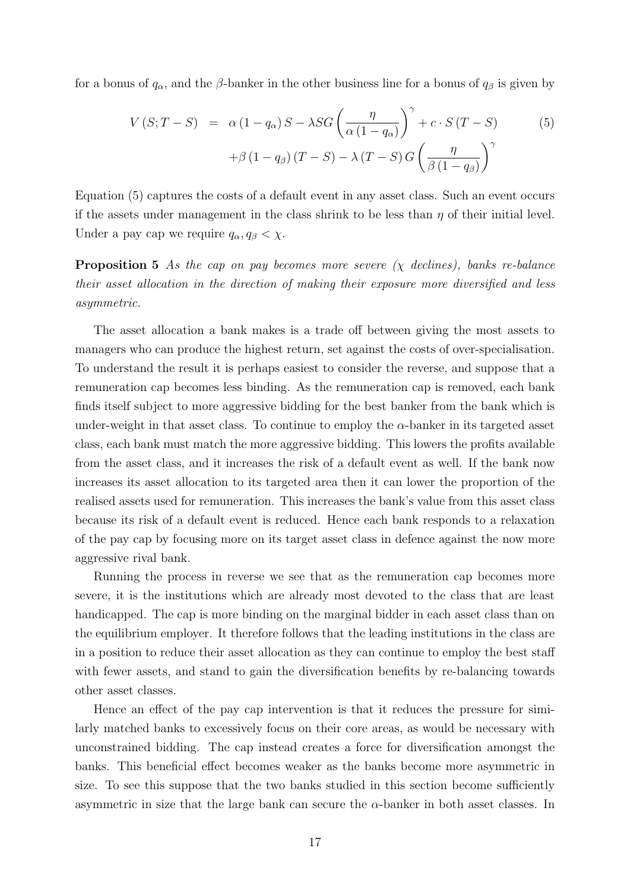for a bonus of $q_\alpha$, and the $\beta$-banker in the other business line for a bonus of $q_\beta$ is given by

$$
\begin{aligned}
V(S;T-S) &= \alpha(1-q_\alpha)S - \lambda S G\left(\frac{\eta}{\alpha(1-q_\alpha)}\right)^\gamma + c\cdot S(T-S) \\
&\quad + \beta(1-q_\beta)(T-S) - \lambda(T-S)G\left(\frac{\eta}{\beta(1-q_\beta)}\right)^\gamma
\end{aligned} \tag{5}
$$

Equation (5) captures the costs of a default event in any asset class. Such an event occurs if the assets under management in the class shrink to be less than $\eta$ of their initial level. Under a pay cap we require $q_\alpha, q_\beta < \chi$.

**Proposition 5** *As the cap on pay becomes more severe ($\chi$ declines), banks re-balance their asset allocation in the direction of making their exposure more diversified and less asymmetric.*

The asset allocation a bank makes is a trade off between giving the most assets to managers who can produce the highest return, set against the costs of over-specialisation. To understand the result it is perhaps easiest to consider the reverse, and suppose that a remuneration cap becomes less binding. As the remuneration cap is removed, each bank finds itself subject to more aggressive bidding for the best banker from the bank which is under-weight in that asset class. To continue to employ the $\alpha$-banker in its targeted asset class, each bank must match the more aggressive bidding. This lowers the profits available from the asset class, and it increases the risk of a default event as well. If the bank now increases its asset allocation to its targeted area then it can lower the proportion of the realised assets used for remuneration. This increases the bank's value from this asset class because its risk of a default event is reduced. Hence each bank responds to a relaxation of the pay cap by focusing more on its target asset class in defence against the now more aggressive rival bank.

Running the process in reverse we see that as the remuneration cap becomes more severe, it is the institutions which are already most devoted to the class that are least handicapped. The cap is more binding on the marginal bidder in each asset class than on the equilibrium employer. It therefore follows that the leading institutions in the class are in a position to reduce their asset allocation as they can continue to employ the best staff with fewer assets, and stand to gain the diversification benefits by re-balancing towards other asset classes.

Hence an effect of the pay cap intervention is that it reduces the pressure for similarly matched banks to excessively focus on their core areas, as would be necessary with unconstrained bidding. The cap instead creates a force for diversification amongst the banks. This beneficial effect becomes weaker as the banks become more asymmetric in size. To see this suppose that the two banks studied in this section become sufficiently asymmetric in size that the large bank can secure the $\alpha$-banker in both asset classes. In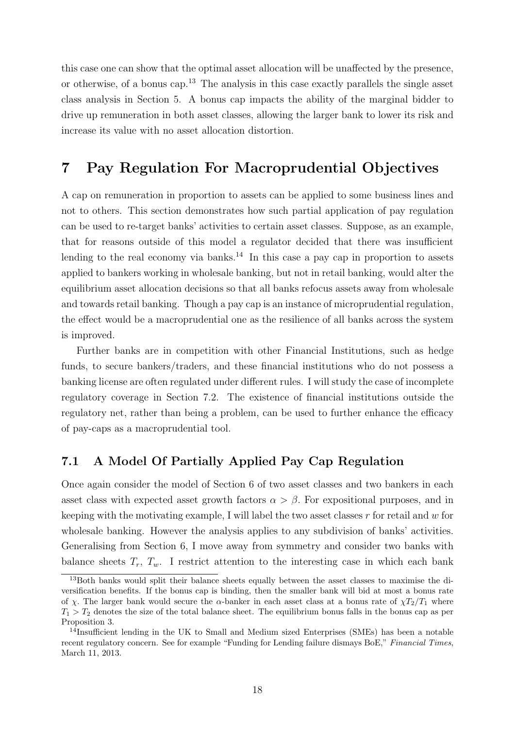this case one can show that the optimal asset allocation will be unaffected by the presence, or otherwise, of a bonus cap.[13] The analysis in this case exactly parallels the single asset class analysis in Section 5. A bonus cap impacts the ability of the marginal bidder to drive up remuneration in both asset classes, allowing the larger bank to lower its risk and increase its value with no asset allocation distortion.

# 7 Pay Regulation For Macroprudential Objectives

A cap on remuneration in proportion to assets can be applied to some business lines and not to others. This section demonstrates how such partial application of pay regulation can be used to re-target banks' activities to certain asset classes. Suppose, as an example, that for reasons outside of this model a regulator decided that there was insufficient lending to the real economy via banks.[14] In this case a pay cap in proportion to assets applied to bankers working in wholesale banking, but not in retail banking, would alter the equilibrium asset allocation decisions so that all banks refocus assets away from wholesale and towards retail banking. Though a pay cap is an instance of microprudential regulation, the effect would be a macroprudential one as the resilience of all banks across the system is improved.

Further banks are in competition with other Financial Institutions, such as hedge funds, to secure bankers/traders, and these financial institutions who do not possess a banking license are often regulated under different rules. I will study the case of incomplete regulatory coverage in Section 7.2. The existence of financial institutions outside the regulatory net, rather than being a problem, can be used to further enhance the efficacy of pay-caps as a macroprudential tool.

## 7.1 A Model Of Partially Applied Pay Cap Regulation

Once again consider the model of Section 6 of two asset classes and two bankers in each asset class with expected asset growth factors $\alpha > \beta$. For expositional purposes, and in keeping with the motivating example, I will label the two asset classes $r$ for retail and $w$ for wholesale banking. However the analysis applies to any subdivision of banks' activities. Generalising from Section 6, I move away from symmetry and consider two banks with balance sheets $T_r$, $T_w$. I restrict attention to the interesting case in which each bank

[13] Both banks would split their balance sheets equally between the asset classes to maximise the diversification benefits. If the bonus cap is binding, then the smaller bank will bid at most a bonus rate of $\chi$. The larger bank would secure the $\alpha$-banker in each asset class at a bonus rate of $\chi T_2/T_1$ where $T_1 > T_2$ denotes the size of the total balance sheet. The equilibrium bonus falls in the bonus cap as per Proposition 3.

[14] Insufficient lending in the UK to Small and Medium sized Enterprises (SMEs) has been a notable recent regulatory concern. See for example "Funding for Lending failure dismays BoE," *Financial Times*, March 11, 2013.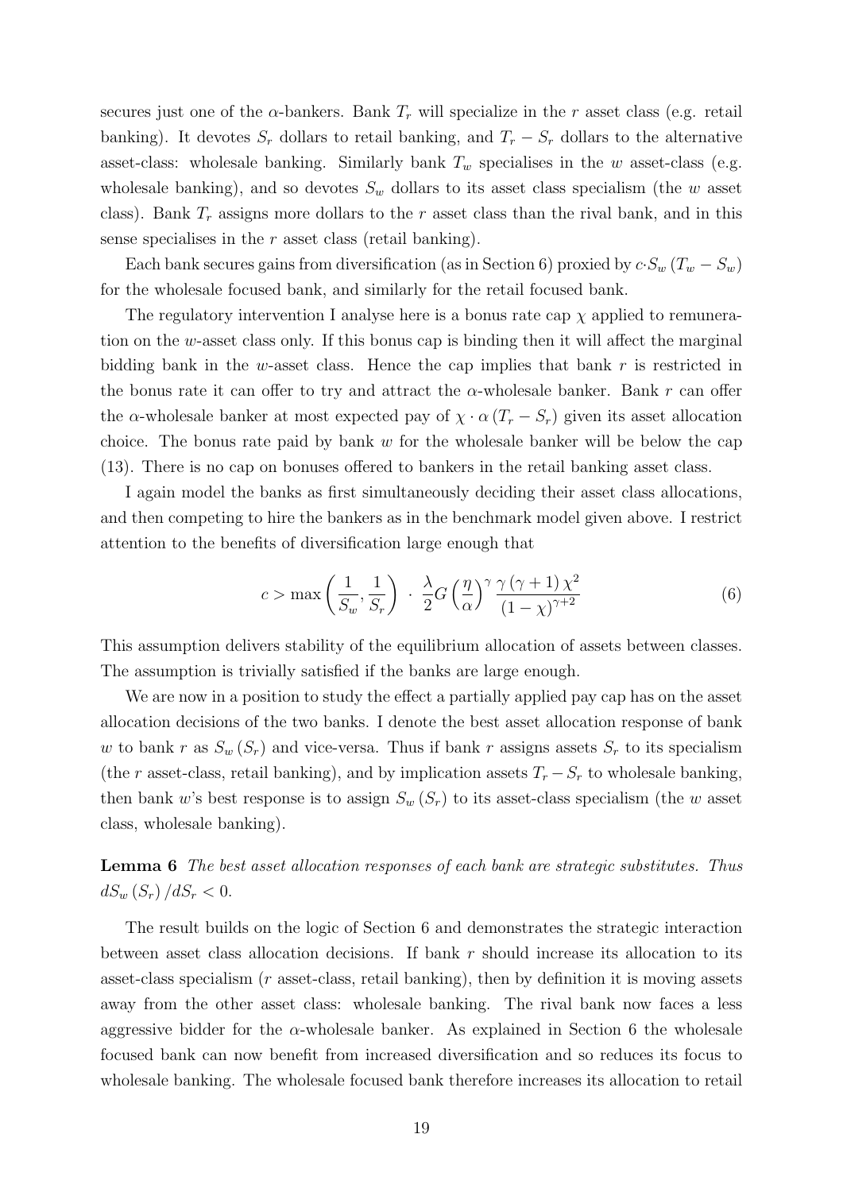secures just one of the $\alpha$-bankers. Bank $T_r$ will specialize in the $r$ asset class (e.g. retail banking). It devotes $S_r$ dollars to retail banking, and $T_r - S_r$ dollars to the alternative asset-class: wholesale banking. Similarly bank $T_w$ specialises in the $w$ asset-class (e.g. wholesale banking), and so devotes $S_w$ dollars to its asset class specialism (the $w$ asset class). Bank $T_r$ assigns more dollars to the $r$ asset class than the rival bank, and in this sense specialises in the $r$ asset class (retail banking).

Each bank secures gains from diversification (as in Section 6) proxied by $c \cdot S_w (T_w - S_w)$ for the wholesale focused bank, and similarly for the retail focused bank.

The regulatory intervention I analyse here is a bonus rate cap $\chi$ applied to remuneration on the $w$-asset class only. If this bonus cap is binding then it will affect the marginal bidding bank in the $w$-asset class. Hence the cap implies that bank $r$ is restricted in the bonus rate it can offer to try and attract the $\alpha$-wholesale banker. Bank $r$ can offer the $\alpha$-wholesale banker at most expected pay of $\chi \cdot \alpha (T_r - S_r)$ given its asset allocation choice. The bonus rate paid by bank $w$ for the wholesale banker will be below the cap (13). There is no cap on bonuses offered to bankers in the retail banking asset class.

I again model the banks as first simultaneously deciding their asset class allocations, and then competing to hire the bankers as in the benchmark model given above. I restrict attention to the benefits of diversification large enough that

$$c > \max\left(\frac{1}{S_w}, \frac{1}{S_r}\right) \cdot \frac{\lambda}{2} G \left(\frac{\eta}{\alpha}\right)^{\gamma} \frac{\gamma (\gamma + 1) \chi^2}{(1 - \chi)^{\gamma + 2}} \tag{6}$$

This assumption delivers stability of the equilibrium allocation of assets between classes. The assumption is trivially satisfied if the banks are large enough.

We are now in a position to study the effect a partially applied pay cap has on the asset allocation decisions of the two banks. I denote the best asset allocation response of bank $w$ to bank $r$ as $S_w (S_r)$ and vice-versa. Thus if bank $r$ assigns assets $S_r$ to its specialism (the $r$ asset-class, retail banking), and by implication assets $T_r - S_r$ to wholesale banking, then bank $w$'s best response is to assign $S_w (S_r)$ to its asset-class specialism (the $w$ asset class, wholesale banking).

**Lemma 6** *The best asset allocation responses of each bank are strategic substitutes. Thus* $dS_w (S_r) / dS_r < 0$.

The result builds on the logic of Section 6 and demonstrates the strategic interaction between asset class allocation decisions. If bank $r$ should increase its allocation to its asset-class specialism ($r$ asset-class, retail banking), then by definition it is moving assets away from the other asset class: wholesale banking. The rival bank now faces a less aggressive bidder for the $\alpha$-wholesale banker. As explained in Section 6 the wholesale focused bank can now benefit from increased diversification and so reduces its focus to wholesale banking. The wholesale focused bank therefore increases its allocation to retail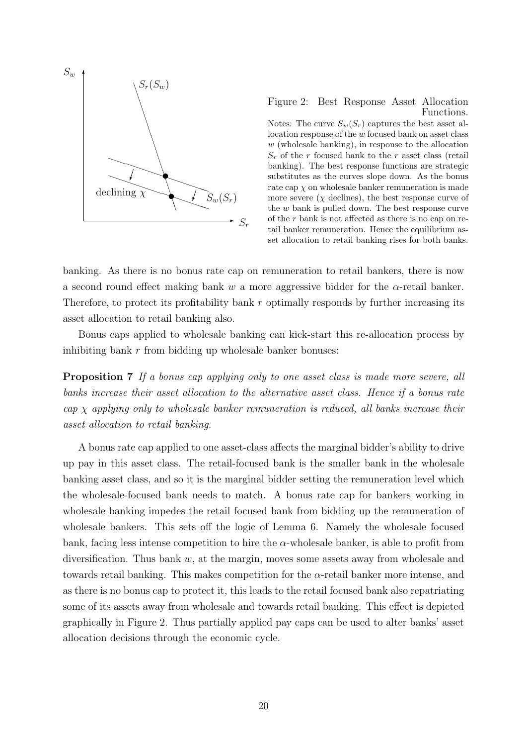Figure 2: Best Response Asset Allocation Functions.

Notes: The curve $S_w(S_r)$ captures the best asset allocation response of the $w$ focused bank on asset class $w$ (wholesale banking), in response to the allocation $S_r$ of the $r$ focused bank to the $r$ asset class (retail banking). The best response functions are strategic substitutes as the curves slope down. As the bonus rate cap $\chi$ on wholesale banker remuneration is made more severe ($\chi$ declines), the best response curve of the $w$ bank is pulled down. The best response curve of the $r$ bank is not affected as there is no cap on retail banker remuneration. Hence the equilibrium asset allocation to retail banking rises for both banks.

banking. As there is no bonus rate cap on remuneration to retail bankers, there is now a second round effect making bank $w$ a more aggressive bidder for the $\alpha$-retail banker. Therefore, to protect its profitability bank $r$ optimally responds by further increasing its asset allocation to retail banking also.

Bonus caps applied to wholesale banking can kick-start this re-allocation process by inhibiting bank $r$ from bidding up wholesale banker bonuses:

**Proposition 7** *If a bonus cap applying only to one asset class is made more severe, all banks increase their asset allocation to the alternative asset class. Hence if a bonus rate cap $\chi$ applying only to wholesale banker remuneration is reduced, all banks increase their asset allocation to retail banking.*

A bonus rate cap applied to one asset-class affects the marginal bidder's ability to drive up pay in this asset class. The retail-focused bank is the smaller bank in the wholesale banking asset class, and so it is the marginal bidder setting the remuneration level which the wholesale-focused bank needs to match. A bonus rate cap for bankers working in wholesale banking impedes the retail focused bank from bidding up the remuneration of wholesale bankers. This sets off the logic of Lemma 6. Namely the wholesale focused bank, facing less intense competition to hire the $\alpha$-wholesale banker, is able to profit from diversification. Thus bank $w$, at the margin, moves some assets away from wholesale and towards retail banking. This makes competition for the $\alpha$-retail banker more intense, and as there is no bonus cap to protect it, this leads to the retail focused bank also repatriating some of its assets away from wholesale and towards retail banking. This effect is depicted graphically in Figure 2. Thus partially applied pay caps can be used to alter banks' asset allocation decisions through the economic cycle.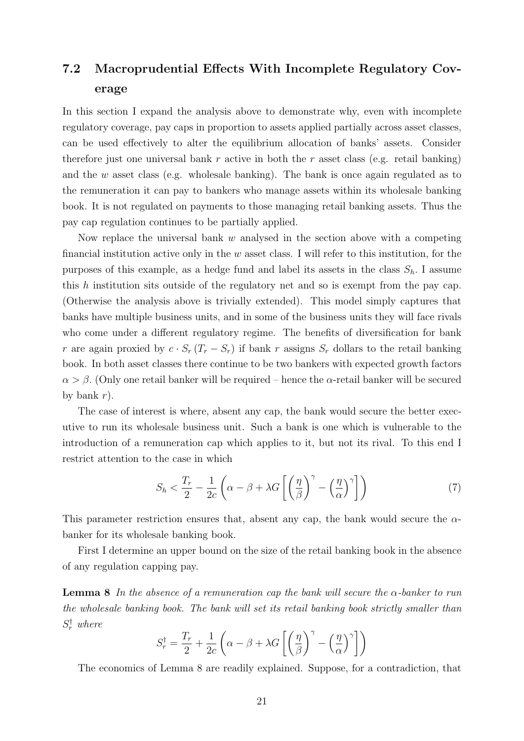## 7.2 Macroprudential Effects With Incomplete Regulatory Coverage

In this section I expand the analysis above to demonstrate why, even with incomplete regulatory coverage, pay caps in proportion to assets applied partially across asset classes, can be used effectively to alter the equilibrium allocation of banks' assets. Consider therefore just one universal bank $r$ active in both the $r$ asset class (e.g. retail banking) and the $w$ asset class (e.g. wholesale banking). The bank is once again regulated as to the remuneration it can pay to bankers who manage assets within its wholesale banking book. It is not regulated on payments to those managing retail banking assets. Thus the pay cap regulation continues to be partially applied.

Now replace the universal bank $w$ analysed in the section above with a competing financial institution active only in the $w$ asset class. I will refer to this institution, for the purposes of this example, as a hedge fund and label its assets in the class $S_h$. I assume this $h$ institution sits outside of the regulatory net and so is exempt from the pay cap. (Otherwise the analysis above is trivially extended). This model simply captures that banks have multiple business units, and in some of the business units they will face rivals who come under a different regulatory regime. The benefits of diversification for bank $r$ are again proxied by $c \cdot S_r (T_r - S_r)$ if bank $r$ assigns $S_r$ dollars to the retail banking book. In both asset classes there continue to be two bankers with expected growth factors $\alpha > \beta$. (Only one retail banker will be required – hence the $\alpha$-retail banker will be secured by bank $r$).

The case of interest is where, absent any cap, the bank would secure the better executive to run its wholesale business unit. Such a bank is one which is vulnerable to the introduction of a remuneration cap which applies to it, but not its rival. To this end I restrict attention to the case in which

$$S_h < \frac{T_r}{2} - \frac{1}{2c}\left(\alpha - \beta + \lambda G\left[\left(\frac{\eta}{\beta}\right)^{\gamma} - \left(\frac{\eta}{\alpha}\right)^{\gamma}\right]\right) \tag{7}$$

This parameter restriction ensures that, absent any cap, the bank would secure the $\alpha$-banker for its wholesale banking book.

First I determine an upper bound on the size of the retail banking book in the absence of any regulation capping pay.

**Lemma 8** *In the absence of a remuneration cap the bank will secure the $\alpha$-banker to run the wholesale banking book. The bank will set its retail banking book strictly smaller than $S_r^{\dagger}$ where*

$$S_r^{\dagger} = \frac{T_r}{2} + \frac{1}{2c}\left(\alpha - \beta + \lambda G\left[\left(\frac{\eta}{\beta}\right)^{\gamma} - \left(\frac{\eta}{\alpha}\right)^{\gamma}\right]\right)$$

The economics of Lemma 8 are readily explained. Suppose, for a contradiction, that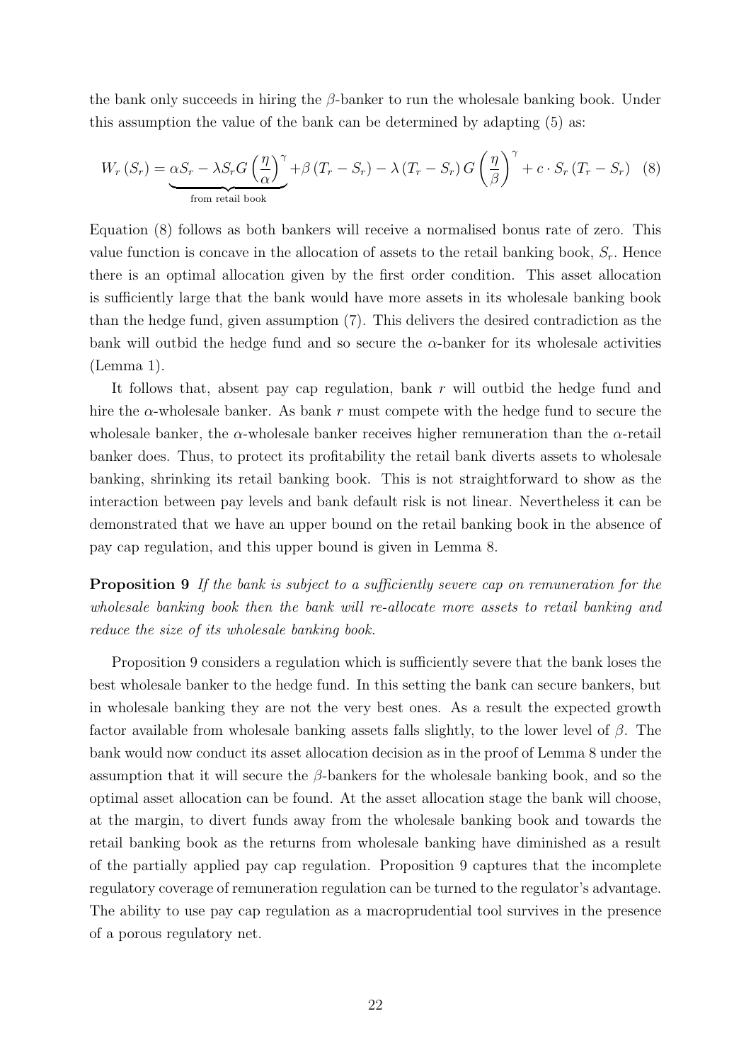the bank only succeeds in hiring the $\beta$-banker to run the wholesale banking book. Under this assumption the value of the bank can be determined by adapting (5) as:

$$W_r(S_r) = \underbrace{\alpha S_r - \lambda S_r G\left(\frac{\eta}{\alpha}\right)^{\gamma}}_{\text{from retail book}} + \beta(T_r - S_r) - \lambda(T_r - S_r) G\left(\frac{\eta}{\beta}\right)^{\gamma} + c \cdot S_r(T_r - S_r) \quad (8)$$

Equation (8) follows as both bankers will receive a normalised bonus rate of zero. This value function is concave in the allocation of assets to the retail banking book, $S_r$. Hence there is an optimal allocation given by the first order condition. This asset allocation is sufficiently large that the bank would have more assets in its wholesale banking book than the hedge fund, given assumption (7). This delivers the desired contradiction as the bank will outbid the hedge fund and so secure the $\alpha$-banker for its wholesale activities (Lemma 1).

It follows that, absent pay cap regulation, bank $r$ will outbid the hedge fund and hire the $\alpha$-wholesale banker. As bank $r$ must compete with the hedge fund to secure the wholesale banker, the $\alpha$-wholesale banker receives higher remuneration than the $\alpha$-retail banker does. Thus, to protect its profitability the retail bank diverts assets to wholesale banking, shrinking its retail banking book. This is not straightforward to show as the interaction between pay levels and bank default risk is not linear. Nevertheless it can be demonstrated that we have an upper bound on the retail banking book in the absence of pay cap regulation, and this upper bound is given in Lemma 8.

**Proposition 9** *If the bank is subject to a sufficiently severe cap on remuneration for the wholesale banking book then the bank will re-allocate more assets to retail banking and reduce the size of its wholesale banking book.*

Proposition 9 considers a regulation which is sufficiently severe that the bank loses the best wholesale banker to the hedge fund. In this setting the bank can secure bankers, but in wholesale banking they are not the very best ones. As a result the expected growth factor available from wholesale banking assets falls slightly, to the lower level of $\beta$. The bank would now conduct its asset allocation decision as in the proof of Lemma 8 under the assumption that it will secure the $\beta$-bankers for the wholesale banking book, and so the optimal asset allocation can be found. At the asset allocation stage the bank will choose, at the margin, to divert funds away from the wholesale banking book and towards the retail banking book as the returns from wholesale banking have diminished as a result of the partially applied pay cap regulation. Proposition 9 captures that the incomplete regulatory coverage of remuneration regulation can be turned to the regulator's advantage. The ability to use pay cap regulation as a macroprudential tool survives in the presence of a porous regulatory net.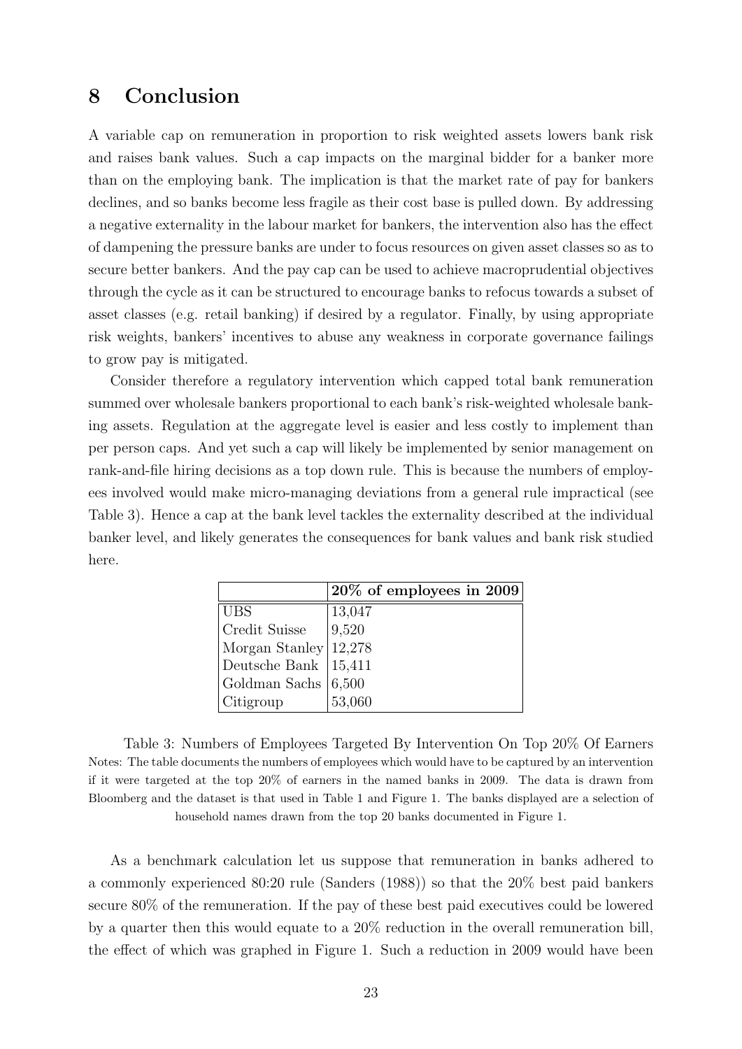## 8 Conclusion

A variable cap on remuneration in proportion to risk weighted assets lowers bank risk and raises bank values. Such a cap impacts on the marginal bidder for a banker more than on the employing bank. The implication is that the market rate of pay for bankers declines, and so banks become less fragile as their cost base is pulled down. By addressing a negative externality in the labour market for bankers, the intervention also has the effect of dampening the pressure banks are under to focus resources on given asset classes so as to secure better bankers. And the pay cap can be used to achieve macroprudential objectives through the cycle as it can be structured to encourage banks to refocus towards a subset of asset classes (e.g. retail banking) if desired by a regulator. Finally, by using appropriate risk weights, bankers' incentives to abuse any weakness in corporate governance failings to grow pay is mitigated.

Consider therefore a regulatory intervention which capped total bank remuneration summed over wholesale bankers proportional to each bank's risk-weighted wholesale banking assets. Regulation at the aggregate level is easier and less costly to implement than per person caps. And yet such a cap will likely be implemented by senior management on rank-and-file hiring decisions as a top down rule. This is because the numbers of employees involved would make micro-managing deviations from a general rule impractical (see Table 3). Hence a cap at the bank level tackles the externality described at the individual banker level, and likely generates the consequences for bank values and bank risk studied here.

| | **20% of employees in 2009** |
|---|---|
| UBS | 13,047 |
| Credit Suisse | 9,520 |
| Morgan Stanley | 12,278 |
| Deutsche Bank | 15,411 |
| Goldman Sachs | 6,500 |
| Citigroup | 53,060 |

Table 3: Numbers of Employees Targeted By Intervention On Top 20% Of Earners
Notes: The table documents the numbers of employees which would have to be captured by an intervention if it were targeted at the top 20% of earners in the named banks in 2009. The data is drawn from Bloomberg and the dataset is that used in Table 1 and Figure 1. The banks displayed are a selection of household names drawn from the top 20 banks documented in Figure 1.

As a benchmark calculation let us suppose that remuneration in banks adhered to a commonly experienced 80:20 rule (Sanders (1988)) so that the 20% best paid bankers secure 80% of the remuneration. If the pay of these best paid executives could be lowered by a quarter then this would equate to a 20% reduction in the overall remuneration bill, the effect of which was graphed in Figure 1. Such a reduction in 2009 would have been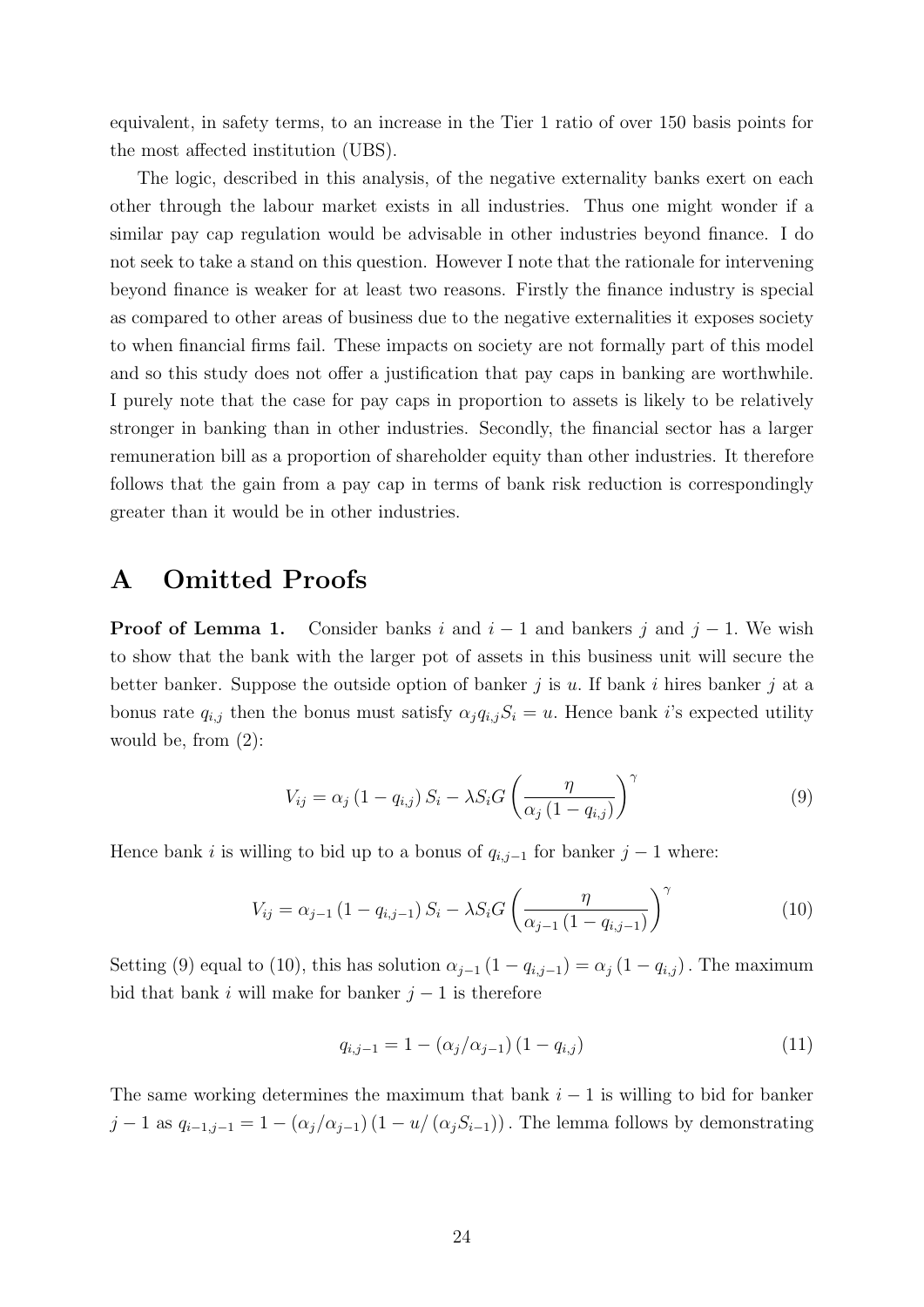equivalent, in safety terms, to an increase in the Tier 1 ratio of over 150 basis points for the most affected institution (UBS).

The logic, described in this analysis, of the negative externality banks exert on each other through the labour market exists in all industries. Thus one might wonder if a similar pay cap regulation would be advisable in other industries beyond finance. I do not seek to take a stand on this question. However I note that the rationale for intervening beyond finance is weaker for at least two reasons. Firstly the finance industry is special as compared to other areas of business due to the negative externalities it exposes society to when financial firms fail. These impacts on society are not formally part of this model and so this study does not offer a justification that pay caps in banking are worthwhile. I purely note that the case for pay caps in proportion to assets is likely to be relatively stronger in banking than in other industries. Secondly, the financial sector has a larger remuneration bill as a proportion of shareholder equity than other industries. It therefore follows that the gain from a pay cap in terms of bank risk reduction is correspondingly greater than it would be in other industries.

# A Omitted Proofs

**Proof of Lemma 1.** Consider banks $i$ and $i-1$ and bankers $j$ and $j-1$. We wish to show that the bank with the larger pot of assets in this business unit will secure the better banker. Suppose the outside option of banker $j$ is $u$. If bank $i$ hires banker $j$ at a bonus rate $q_{i,j}$ then the bonus must satisfy $\alpha_j q_{i,j} S_i = u$. Hence bank $i$'s expected utility would be, from (2):

$$V_{ij} = \alpha_j \left(1 - q_{i,j}\right) S_i - \lambda S_i G \left(\frac{\eta}{\alpha_j \left(1 - q_{i,j}\right)}\right)^{\gamma} \tag{9}$$

Hence bank $i$ is willing to bid up to a bonus of $q_{i,j-1}$ for banker $j-1$ where:

$$V_{ij} = \alpha_{j-1} \left(1 - q_{i,j-1}\right) S_i - \lambda S_i G \left(\frac{\eta}{\alpha_{j-1} \left(1 - q_{i,j-1}\right)}\right)^{\gamma} \tag{10}$$

Setting (9) equal to (10), this has solution $\alpha_{j-1} \left(1 - q_{i,j-1}\right) = \alpha_j \left(1 - q_{i,j}\right)$. The maximum bid that bank $i$ will make for banker $j-1$ is therefore

$$q_{i,j-1} = 1 - \left(\alpha_j / \alpha_{j-1}\right) \left(1 - q_{i,j}\right) \tag{11}$$

The same working determines the maximum that bank $i-1$ is willing to bid for banker $j-1$ as $q_{i-1,j-1} = 1 - \left(\alpha_j / \alpha_{j-1}\right) \left(1 - u / \left(\alpha_j S_{i-1}\right)\right)$. The lemma follows by demonstrating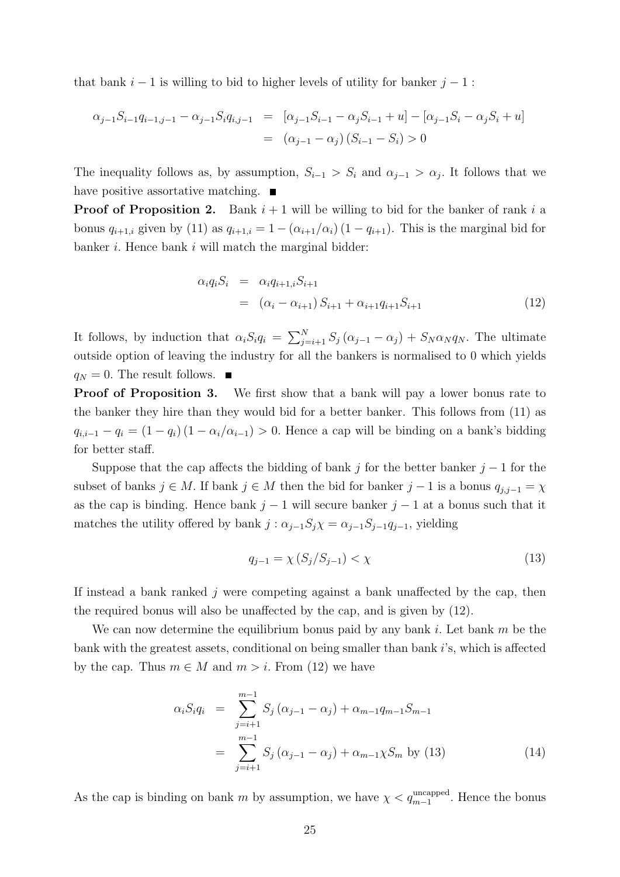that bank $i-1$ is willing to bid to higher levels of utility for banker $j-1$ :

$$
\begin{aligned}
\alpha_{j-1}S_{i-1}q_{i-1,j-1} - \alpha_{j-1}S_i q_{i,j-1} &= [\alpha_{j-1}S_{i-1} - \alpha_j S_{i-1} + u] - [\alpha_{j-1}S_i - \alpha_j S_i + u] \\
&= (\alpha_{j-1} - \alpha_j)(S_{i-1} - S_i) > 0
\end{aligned}
$$

The inequality follows as, by assumption, $S_{i-1} > S_i$ and $\alpha_{j-1} > \alpha_j$. It follows that we have positive assortative matching. ■

**Proof of Proposition 2.** Bank $i+1$ will be willing to bid for the banker of rank $i$ a bonus $q_{i+1,i}$ given by (11) as $q_{i+1,i} = 1 - (\alpha_{i+1}/\alpha_i)(1 - q_{i+1})$. This is the marginal bid for banker $i$. Hence bank $i$ will match the marginal bidder:

$$
\begin{aligned}
\alpha_i q_i S_i &= \alpha_i q_{i+1,i} S_{i+1} \\
&= (\alpha_i - \alpha_{i+1}) S_{i+1} + \alpha_{i+1} q_{i+1} S_{i+1} \qquad (12)
\end{aligned}
$$

It follows, by induction that $\alpha_i S_i q_i = \sum_{j=i+1}^{N} S_j(\alpha_{j-1} - \alpha_j) + S_N \alpha_N q_N$. The ultimate outside option of leaving the industry for all the bankers is normalised to 0 which yields $q_N = 0$. The result follows. ■

**Proof of Proposition 3.** We first show that a bank will pay a lower bonus rate to the banker they hire than they would bid for a better banker. This follows from (11) as $q_{i,i-1} - q_i = (1 - q_i)(1 - \alpha_i/\alpha_{i-1}) > 0$. Hence a cap will be binding on a bank's bidding for better staff.

Suppose that the cap affects the bidding of bank $j$ for the better banker $j-1$ for the subset of banks $j \in M$. If bank $j \in M$ then the bid for banker $j-1$ is a bonus $q_{j,j-1} = \chi$ as the cap is binding. Hence bank $j-1$ will secure banker $j-1$ at a bonus such that it matches the utility offered by bank $j$ : $\alpha_{j-1}S_j\chi = \alpha_{j-1}S_{j-1}q_{j-1}$, yielding

$$
q_{j-1} = \chi(S_j/S_{j-1}) < \chi \qquad (13)
$$

If instead a bank ranked $j$ were competing against a bank unaffected by the cap, then the required bonus will also be unaffected by the cap, and is given by (12).

We can now determine the equilibrium bonus paid by any bank $i$. Let bank $m$ be the bank with the greatest assets, conditional on being smaller than bank $i$'s, which is affected by the cap. Thus $m \in M$ and $m > i$. From (12) we have

$$
\begin{aligned}
\alpha_i S_i q_i &= \sum_{j=i+1}^{m-1} S_j(\alpha_{j-1} - \alpha_j) + \alpha_{m-1} q_{m-1} S_{m-1} \\
&= \sum_{j=i+1}^{m-1} S_j(\alpha_{j-1} - \alpha_j) + \alpha_{m-1}\chi S_m \text{ by (13)} \qquad (14)
\end{aligned}
$$

As the cap is binding on bank $m$ by assumption, we have $\chi < q_{m-1}^{\text{uncapped}}$. Hence the bonus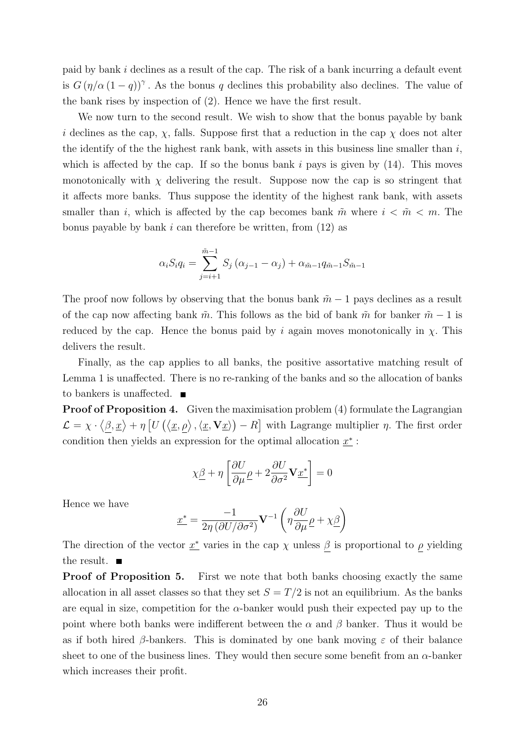paid by bank $i$ declines as a result of the cap. The risk of a bank incurring a default event is $G\left(\eta/\alpha\left(1-q\right)\right)^{\gamma}$. As the bonus $q$ declines this probability also declines. The value of the bank rises by inspection of (2). Hence we have the first result.

We now turn to the second result. We wish to show that the bonus payable by bank $i$ declines as the cap, $\chi$, falls. Suppose first that a reduction in the cap $\chi$ does not alter the identify of the the highest rank bank, with assets in this business line smaller than $i$, which is affected by the cap. If so the bonus bank $i$ pays is given by (14). This moves monotonically with $\chi$ delivering the result. Suppose now the cap is so stringent that it affects more banks. Thus suppose the identity of the highest rank bank, with assets smaller than $i$, which is affected by the cap becomes bank $\tilde{m}$ where $i < \tilde{m} < m$. The bonus payable by bank $i$ can therefore be written, from (12) as

$$\alpha_i S_i q_i = \sum_{j=i+1}^{\tilde{m}-1} S_j\left(\alpha_{j-1}-\alpha_j\right) + \alpha_{\tilde{m}-1} q_{\tilde{m}-1} S_{\tilde{m}-1}$$

The proof now follows by observing that the bonus bank $\tilde{m}-1$ pays declines as a result of the cap now affecting bank $\tilde{m}$. This follows as the bid of bank $\tilde{m}$ for banker $\tilde{m}-1$ is reduced by the cap. Hence the bonus paid by $i$ again moves monotonically in $\chi$. This delivers the result.

Finally, as the cap applies to all banks, the positive assortative matching result of Lemma 1 is unaffected. There is no re-ranking of the banks and so the allocation of banks to bankers is unaffected. ■

**Proof of Proposition 4.** Given the maximisation problem (4) formulate the Lagrangian $\mathcal{L} = \chi \cdot \left\langle \underline{\beta}, \underline{x} \right\rangle + \eta\left[U\left(\left\langle \underline{x}, \underline{\rho} \right\rangle, \left\langle \underline{x}, \mathbf{V}\underline{x} \right\rangle\right) - R\right]$ with Lagrange multiplier $\eta$. The first order condition then yields an expression for the optimal allocation $\underline{x}^*$ :

$$\chi\underline{\beta} + \eta\left[\frac{\partial U}{\partial \mu}\underline{\rho} + 2\frac{\partial U}{\partial \sigma^2}\mathbf{V}\underline{x}^*\right] = 0$$

Hence we have

$$\underline{x}^* = \frac{-1}{2\eta\left(\partial U/\partial \sigma^2\right)}\mathbf{V}^{-1}\left(\eta\frac{\partial U}{\partial \mu}\underline{\rho} + \chi\underline{\beta}\right)$$

The direction of the vector $\underline{x}^*$ varies in the cap $\chi$ unless $\underline{\beta}$ is proportional to $\underline{\rho}$ yielding the result. ■

**Proof of Proposition 5.** First we note that both banks choosing exactly the same allocation in all asset classes so that they set $S = T/2$ is not an equilibrium. As the banks are equal in size, competition for the $\alpha$-banker would push their expected pay up to the point where both banks were indifferent between the $\alpha$ and $\beta$ banker. Thus it would be as if both hired $\beta$-bankers. This is dominated by one bank moving $\varepsilon$ of their balance sheet to one of the business lines. They would then secure some benefit from an $\alpha$-banker which increases their profit.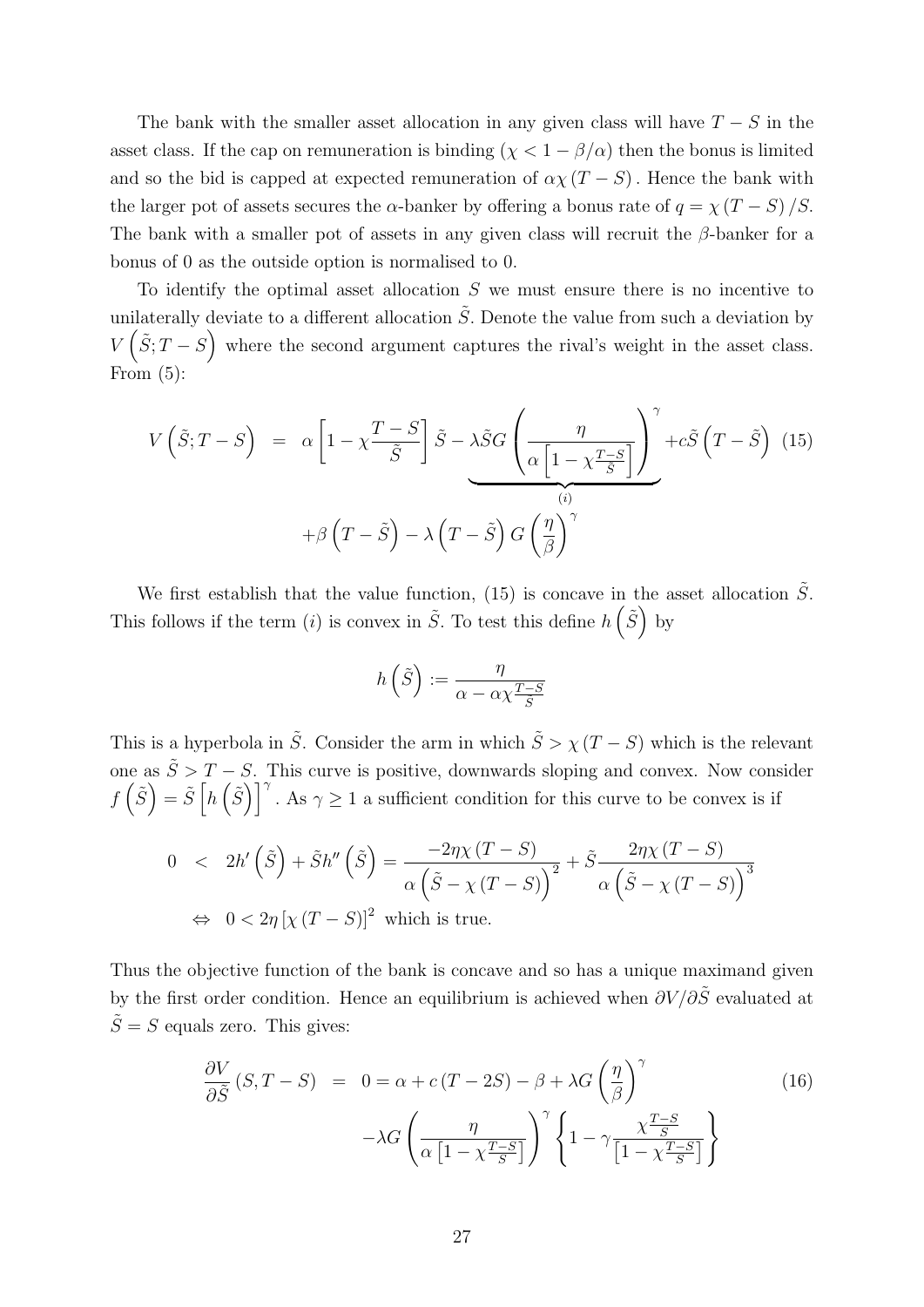The bank with the smaller asset allocation in any given class will have $T-S$ in the asset class. If the cap on remuneration is binding ($\chi < 1 - \beta/\alpha$) then the bonus is limited and so the bid is capped at expected remuneration of $\alpha\chi(T-S)$. Hence the bank with the larger pot of assets secures the $\alpha$-banker by offering a bonus rate of $q = \chi(T-S)/S$. The bank with a smaller pot of assets in any given class will recruit the $\beta$-banker for a bonus of 0 as the outside option is normalised to 0.

To identify the optimal asset allocation $S$ we must ensure there is no incentive to unilaterally deviate to a different allocation $\tilde{S}$. Denote the value from such a deviation by $V\left(\tilde{S}; T-S\right)$ where the second argument captures the rival's weight in the asset class. From (5):

$$
\begin{aligned}
V\left(\tilde{S}; T-S\right) &= \alpha\left[1 - \chi\frac{T-S}{\tilde{S}}\right]\tilde{S} - \underbrace{\lambda\tilde{S}G\left(\frac{\eta}{\alpha\left[1-\chi\frac{T-S}{\tilde{S}}\right]}\right)^{\gamma}}_{(i)} + c\tilde{S}\left(T-\tilde{S}\right) \qquad (15) \\
&\quad + \beta\left(T-\tilde{S}\right) - \lambda\left(T-\tilde{S}\right)G\left(\frac{\eta}{\beta}\right)^{\gamma}
\end{aligned}
$$

We first establish that the value function, (15) is concave in the asset allocation $\tilde{S}$. This follows if the term $(i)$ is convex in $\tilde{S}$. To test this define $h\left(\tilde{S}\right)$ by

$$
h\left(\tilde{S}\right) := \frac{\eta}{\alpha - \alpha\chi\frac{T-S}{\tilde{S}}}
$$

This is a hyperbola in $\tilde{S}$. Consider the arm in which $\tilde{S} > \chi(T-S)$ which is the relevant one as $\tilde{S} > T-S$. This curve is positive, downwards sloping and convex. Now consider $f\left(\tilde{S}\right) = \tilde{S}\left[h\left(\tilde{S}\right)\right]^{\gamma}$. As $\gamma \geq 1$ a sufficient condition for this curve to be convex is if

$$
\begin{aligned}
0 &< 2h'\left(\tilde{S}\right) + \tilde{S}h''\left(\tilde{S}\right) = \frac{-2\eta\chi(T-S)}{\alpha\left(\tilde{S}-\chi(T-S)\right)^2} + \tilde{S}\frac{2\eta\chi(T-S)}{\alpha\left(\tilde{S}-\chi(T-S)\right)^3} \\
&\Leftrightarrow\ 0 < 2\eta\left[\chi(T-S)\right]^2 \text{ which is true.}
\end{aligned}
$$

Thus the objective function of the bank is concave and so has a unique maximand given by the first order condition. Hence an equilibrium is achieved when $\partial V/\partial\tilde{S}$ evaluated at $\tilde{S} = S$ equals zero. This gives:

$$
\begin{aligned}
\frac{\partial V}{\partial\tilde{S}}(S, T-S) &= 0 = \alpha + c(T-2S) - \beta + \lambda G\left(\frac{\eta}{\beta}\right)^{\gamma} \qquad (16) \\
&\quad - \lambda G\left(\frac{\eta}{\alpha\left[1-\chi\frac{T-S}{S}\right]}\right)^{\gamma}\left\{1 - \gamma\frac{\chi\frac{T-S}{S}}{\left[1-\chi\frac{T-S}{S}\right]}\right\}
\end{aligned}
$$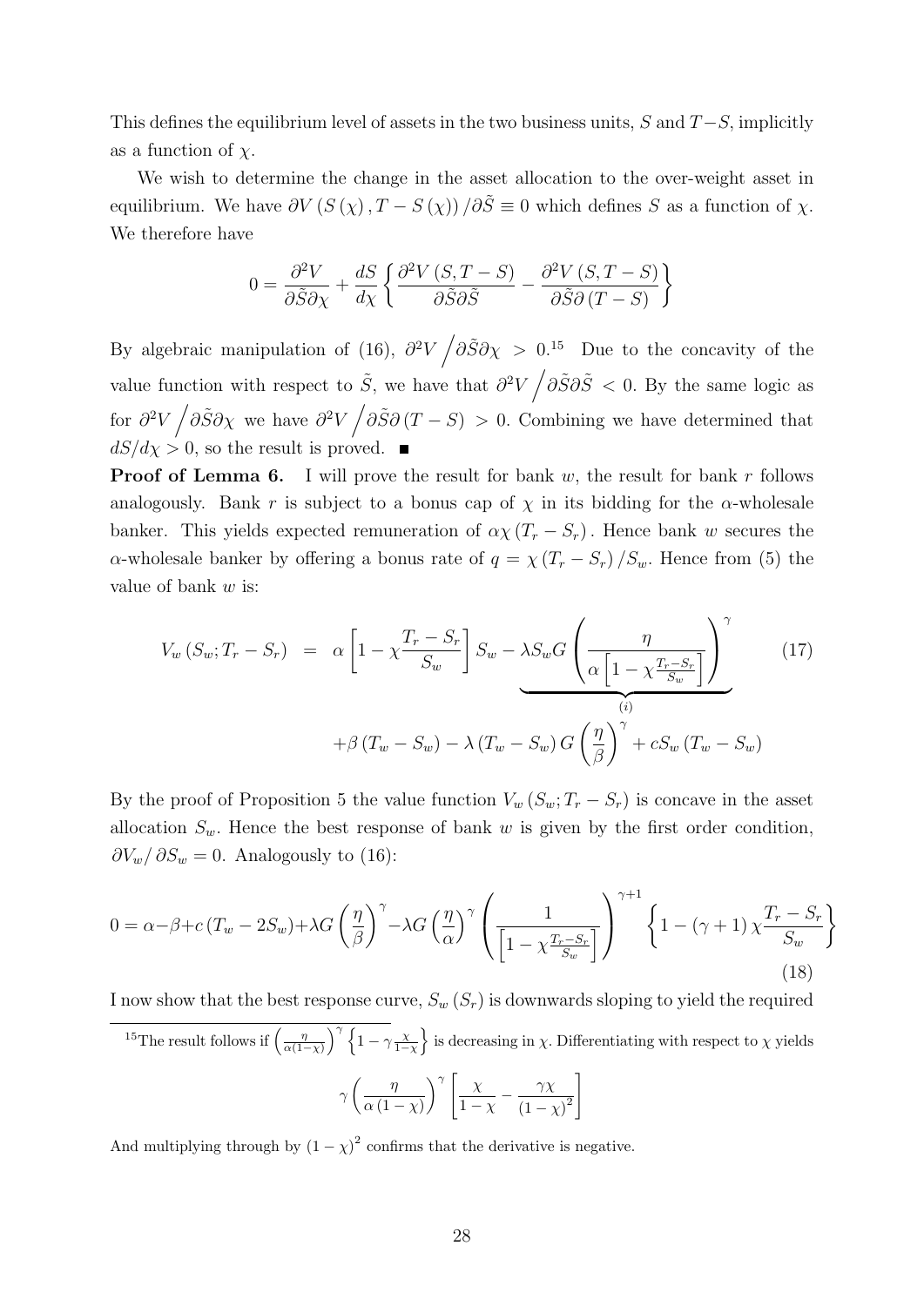This defines the equilibrium level of assets in the two business units, $S$ and $T-S$, implicitly as a function of $\chi$.

We wish to determine the change in the asset allocation to the over-weight asset in equilibrium. We have $\partial V(S(\chi), T-S(\chi))/\partial\tilde{S} \equiv 0$ which defines $S$ as a function of $\chi$. We therefore have

$$0 = \frac{\partial^2 V}{\partial\tilde{S}\partial\chi} + \frac{dS}{d\chi}\left\{\frac{\partial^2 V(S,T-S)}{\partial\tilde{S}\partial\tilde{S}} - \frac{\partial^2 V(S,T-S)}{\partial\tilde{S}\partial(T-S)}\right\}$$

By algebraic manipulation of (16), $\partial^2 V \big/ \partial\tilde{S}\partial\chi > 0$.[15] Due to the concavity of the value function with respect to $\tilde{S}$, we have that $\partial^2 V \big/ \partial\tilde{S}\partial\tilde{S} < 0$. By the same logic as for $\partial^2 V \big/ \partial\tilde{S}\partial\chi$ we have $\partial^2 V \big/ \partial\tilde{S}\partial(T-S) > 0$. Combining we have determined that $dS/d\chi > 0$, so the result is proved. ■

**Proof of Lemma 6.** I will prove the result for bank $w$, the result for bank $r$ follows analogously. Bank $r$ is subject to a bonus cap of $\chi$ in its bidding for the $\alpha$-wholesale banker. This yields expected remuneration of $\alpha\chi(T_r - S_r)$. Hence bank $w$ secures the $\alpha$-wholesale banker by offering a bonus rate of $q = \chi(T_r - S_r)/S_w$. Hence from (5) the value of bank $w$ is:

$$\begin{aligned} V_w(S_w; T_r - S_r) &= \alpha\left[1 - \chi\frac{T_r - S_r}{S_w}\right]S_w - \underbrace{\lambda S_w G\left(\frac{\eta}{\alpha\left[1-\chi\frac{T_r-S_r}{S_w}\right]}\right)^{\gamma}}_{(i)} \qquad (17) \\ &\quad + \beta(T_w - S_w) - \lambda(T_w - S_w)G\left(\frac{\eta}{\beta}\right)^{\gamma} + cS_w(T_w - S_w) \end{aligned}$$

By the proof of Proposition 5 the value function $V_w(S_w; T_r - S_r)$ is concave in the asset allocation $S_w$. Hence the best response of bank $w$ is given by the first order condition, $\partial V_w/\partial S_w = 0$. Analogously to (16):

$$0 = \alpha - \beta + c(T_w - 2S_w) + \lambda G\left(\frac{\eta}{\beta}\right)^{\gamma} - \lambda G\left(\frac{\eta}{\alpha}\right)^{\gamma}\left(\frac{1}{\left[1-\chi\frac{T_r-S_r}{S_w}\right]}\right)^{\gamma+1}\left\{1 - (\gamma+1)\chi\frac{T_r - S_r}{S_w}\right\} \qquad (18)$$

I now show that the best response curve, $S_w(S_r)$ is downwards sloping to yield the required

---

[15] The result follows if $\left(\frac{\eta}{\alpha(1-\chi)}\right)^{\gamma}\left\{1 - \gamma\frac{\chi}{1-\chi}\right\}$ is decreasing in $\chi$. Differentiating with respect to $\chi$ yields

$$\gamma\left(\frac{\eta}{\alpha(1-\chi)}\right)^{\gamma}\left[\frac{\chi}{1-\chi} - \frac{\gamma\chi}{(1-\chi)^2}\right]$$

And multiplying through by $(1-\chi)^2$ confirms that the derivative is negative.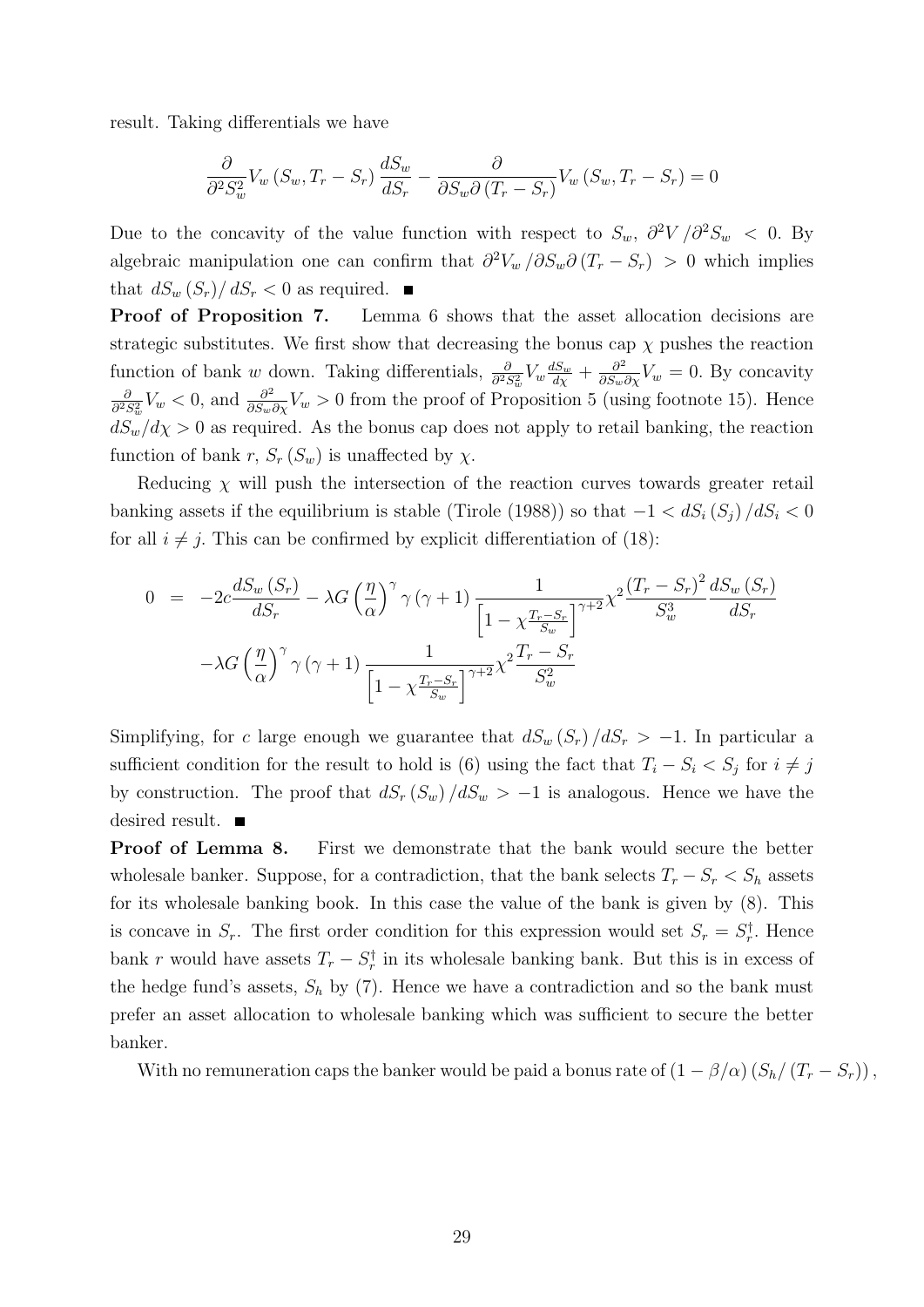result. Taking differentials we have

$$\frac{\partial}{\partial^2 S_w^2} V_w\left(S_w, T_r - S_r\right) \frac{dS_w}{dS_r} - \frac{\partial}{\partial S_w \partial\left(T_r - S_r\right)} V_w\left(S_w, T_r - S_r\right) = 0$$

Due to the concavity of the value function with respect to $S_w$, $\partial^2 V / \partial^2 S_w < 0$. By algebraic manipulation one can confirm that $\partial^2 V_w / \partial S_w \partial\left(T_r - S_r\right) > 0$ which implies that $dS_w\left(S_r\right) / dS_r < 0$ as required. ■

**Proof of Proposition 7.** Lemma 6 shows that the asset allocation decisions are strategic substitutes. We first show that decreasing the bonus cap $\chi$ pushes the reaction function of bank $w$ down. Taking differentials, $\frac{\partial}{\partial^2 S_w^2} V_w \frac{dS_w}{d\chi} + \frac{\partial^2}{\partial S_w \partial \chi} V_w = 0$. By concavity $\frac{\partial}{\partial^2 S_w^2} V_w < 0$, and $\frac{\partial^2}{\partial S_w \partial \chi} V_w > 0$ from the proof of Proposition 5 (using footnote 15). Hence $dS_w / d\chi > 0$ as required. As the bonus cap does not apply to retail banking, the reaction function of bank $r$, $S_r\left(S_w\right)$ is unaffected by $\chi$.

Reducing $\chi$ will push the intersection of the reaction curves towards greater retail banking assets if the equilibrium is stable (Tirole (1988)) so that $-1 < dS_i\left(S_j\right) / dS_i < 0$ for all $i \neq j$. This can be confirmed by explicit differentiation of (18):

$$\begin{aligned} 0 &= -2c \frac{dS_w\left(S_r\right)}{dS_r} - \lambda G \left(\frac{\eta}{\alpha}\right)^{\gamma} \gamma\left(\gamma + 1\right) \frac{1}{\left[1 - \chi \frac{T_r - S_r}{S_w}\right]^{\gamma + 2}} \chi^2 \frac{\left(T_r - S_r\right)^2}{S_w^3} \frac{dS_w\left(S_r\right)}{dS_r} \\ &\quad - \lambda G \left(\frac{\eta}{\alpha}\right)^{\gamma} \gamma\left(\gamma + 1\right) \frac{1}{\left[1 - \chi \frac{T_r - S_r}{S_w}\right]^{\gamma + 2}} \chi^2 \frac{T_r - S_r}{S_w^2} \end{aligned}$$

Simplifying, for $c$ large enough we guarantee that $dS_w\left(S_r\right) / dS_r > -1$. In particular a sufficient condition for the result to hold is (6) using the fact that $T_i - S_i < S_j$ for $i \neq j$ by construction. The proof that $dS_r\left(S_w\right) / dS_w > -1$ is analogous. Hence we have the desired result. ■

**Proof of Lemma 8.** First we demonstrate that the bank would secure the better wholesale banker. Suppose, for a contradiction, that the bank selects $T_r - S_r < S_h$ assets for its wholesale banking book. In this case the value of the bank is given by (8). This is concave in $S_r$. The first order condition for this expression would set $S_r = S_r^{\dagger}$. Hence bank $r$ would have assets $T_r - S_r^{\dagger}$ in its wholesale banking bank. But this is in excess of the hedge fund's assets, $S_h$ by (7). Hence we have a contradiction and so the bank must prefer an asset allocation to wholesale banking which was sufficient to secure the better banker.

With no remuneration caps the banker would be paid a bonus rate of $\left(1 - \beta/\alpha\right)\left(S_h / \left(T_r - S_r\right)\right)$,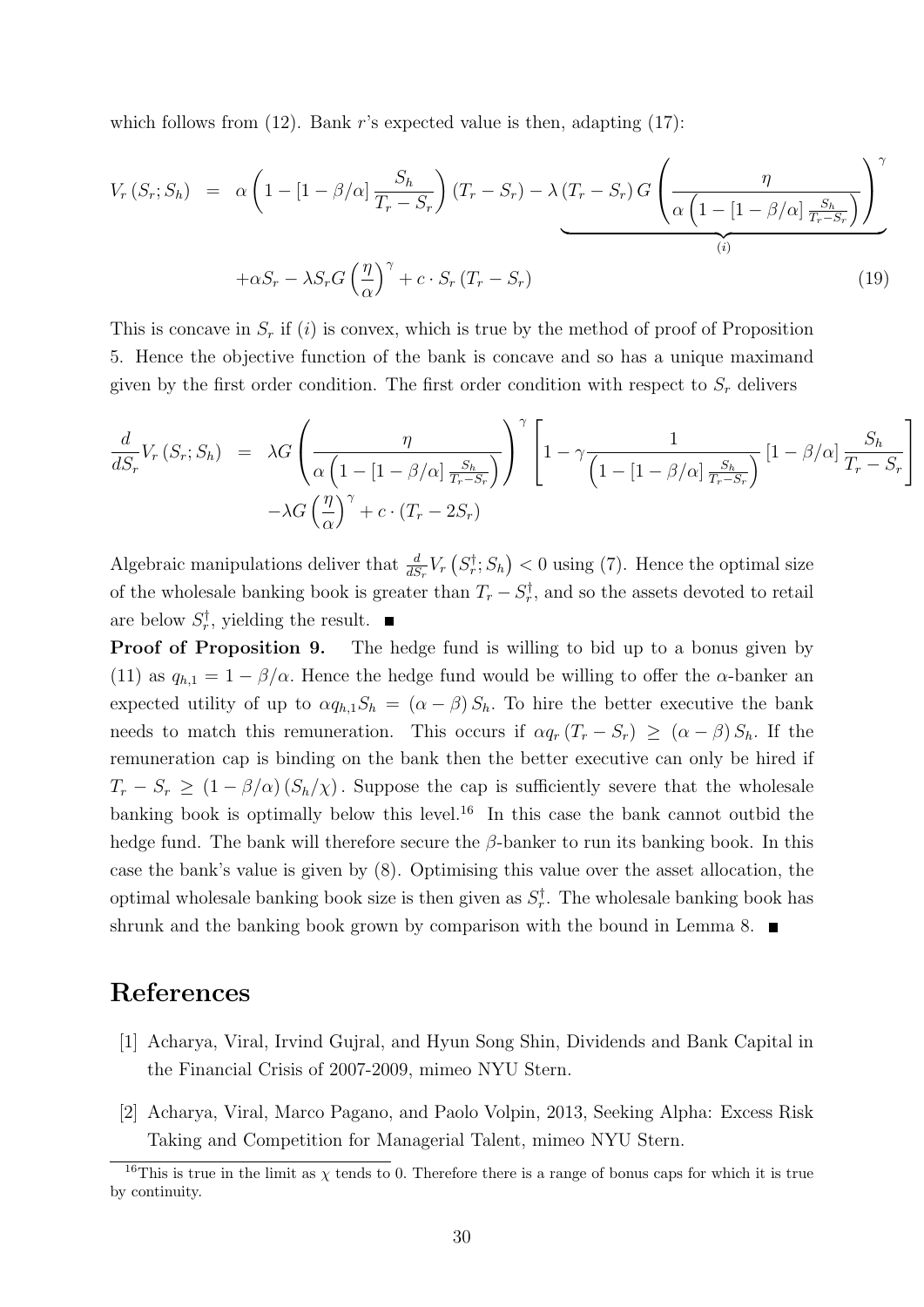which follows from (12). Bank $r$'s expected value is then, adapting (17):

$$
\begin{aligned}
V_r(S_r; S_h) &= \alpha\left(1 - [1 - \beta/\alpha]\frac{S_h}{T_r - S_r}\right)(T_r - S_r) - \underbrace{\lambda (T_r - S_r) G\left(\frac{\eta}{\alpha\left(1 - [1-\beta/\alpha]\frac{S_h}{T_r - S_r}\right)}\right)^{\gamma}}_{(i)} \\
&\quad + \alpha S_r - \lambda S_r G\left(\frac{\eta}{\alpha}\right)^{\gamma} + c \cdot S_r (T_r - S_r) \qquad (19)
\end{aligned}
$$

This is concave in $S_r$ if $(i)$ is convex, which is true by the method of proof of Proposition 5. Hence the objective function of the bank is concave and so has a unique maximand given by the first order condition. The first order condition with respect to $S_r$ delivers

$$
\begin{aligned}
\frac{d}{dS_r} V_r(S_r; S_h) &= \lambda G\left(\frac{\eta}{\alpha\left(1 - [1-\beta/\alpha]\frac{S_h}{T_r - S_r}\right)}\right)^{\gamma}\left[1 - \gamma \frac{1}{\left(1 - [1-\beta/\alpha]\frac{S_h}{T_r - S_r}\right)}[1 - \beta/\alpha]\frac{S_h}{T_r - S_r}\right] \\
&\quad - \lambda G\left(\frac{\eta}{\alpha}\right)^{\gamma} + c \cdot (T_r - 2S_r)
\end{aligned}
$$

Algebraic manipulations deliver that $\frac{d}{dS_r} V_r\left(S_r^{\dagger}; S_h\right) < 0$ using (7). Hence the optimal size of the wholesale banking book is greater than $T_r - S_r^{\dagger}$, and so the assets devoted to retail are below $S_r^{\dagger}$, yielding the result. ■

**Proof of Proposition 9.** The hedge fund is willing to bid up to a bonus given by (11) as $q_{h,1} = 1 - \beta/\alpha$. Hence the hedge fund would be willing to offer the $\alpha$-banker an expected utility of up to $\alpha q_{h,1} S_h = (\alpha - \beta) S_h$. To hire the better executive the bank needs to match this remuneration. This occurs if $\alpha q_r (T_r - S_r) \geq (\alpha - \beta) S_h$. If the remuneration cap is binding on the bank then the better executive can only be hired if $T_r - S_r \geq (1 - \beta/\alpha)(S_h/\chi)$. Suppose the cap is sufficiently severe that the wholesale banking book is optimally below this level.[16] In this case the bank cannot outbid the hedge fund. The bank will therefore secure the $\beta$-banker to run its banking book. In this case the bank's value is given by (8). Optimising this value over the asset allocation, the optimal wholesale banking book size is then given as $S_r^{\dagger}$. The wholesale banking book has shrunk and the banking book grown by comparison with the bound in Lemma 8. ■

# References

[1] Acharya, Viral, Irvind Gujral, and Hyun Song Shin, Dividends and Bank Capital in the Financial Crisis of 2007-2009, mimeo NYU Stern.

[2] Acharya, Viral, Marco Pagano, and Paolo Volpin, 2013, Seeking Alpha: Excess Risk Taking and Competition for Managerial Talent, mimeo NYU Stern.

[16] This is true in the limit as $\chi$ tends to 0. Therefore there is a range of bonus caps for which it is true by continuity.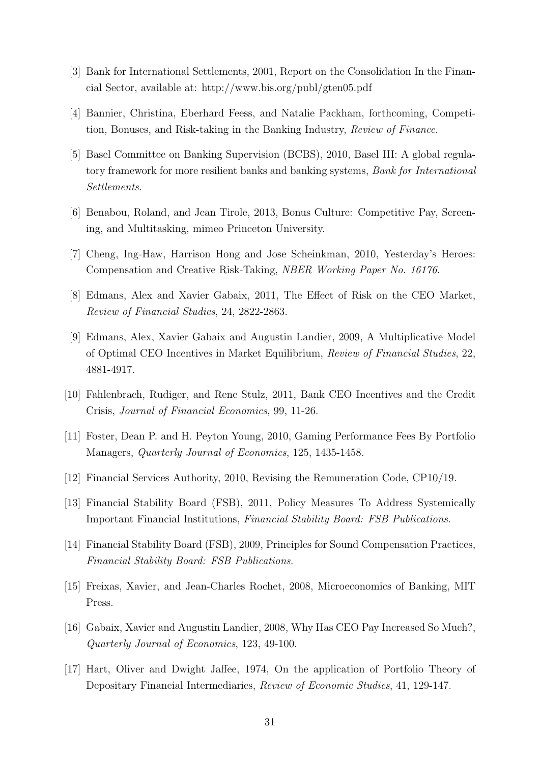[3] Bank for International Settlements, 2001, Report on the Consolidation In the Financial Sector, available at: http://www.bis.org/publ/gten05.pdf

[4] Bannier, Christina, Eberhard Feess, and Natalie Packham, forthcoming, Competition, Bonuses, and Risk-taking in the Banking Industry, *Review of Finance*.

[5] Basel Committee on Banking Supervision (BCBS), 2010, Basel III: A global regulatory framework for more resilient banks and banking systems, *Bank for International Settlements*.

[6] Benabou, Roland, and Jean Tirole, 2013, Bonus Culture: Competitive Pay, Screening, and Multitasking, mimeo Princeton University.

[7] Cheng, Ing-Haw, Harrison Hong and Jose Scheinkman, 2010, Yesterday's Heroes: Compensation and Creative Risk-Taking, *NBER Working Paper No. 16176*.

[8] Edmans, Alex and Xavier Gabaix, 2011, The Effect of Risk on the CEO Market, *Review of Financial Studies*, 24, 2822-2863.

[9] Edmans, Alex, Xavier Gabaix and Augustin Landier, 2009, A Multiplicative Model of Optimal CEO Incentives in Market Equilibrium, *Review of Financial Studies*, 22, 4881-4917.

[10] Fahlenbrach, Rudiger, and Rene Stulz, 2011, Bank CEO Incentives and the Credit Crisis, *Journal of Financial Economics*, 99, 11-26.

[11] Foster, Dean P. and H. Peyton Young, 2010, Gaming Performance Fees By Portfolio Managers, *Quarterly Journal of Economics*, 125, 1435-1458.

[12] Financial Services Authority, 2010, Revising the Remuneration Code, CP10/19.

[13] Financial Stability Board (FSB), 2011, Policy Measures To Address Systemically Important Financial Institutions, *Financial Stability Board: FSB Publications*.

[14] Financial Stability Board (FSB), 2009, Principles for Sound Compensation Practices, *Financial Stability Board: FSB Publications*.

[15] Freixas, Xavier, and Jean-Charles Rochet, 2008, Microeconomics of Banking, MIT Press.

[16] Gabaix, Xavier and Augustin Landier, 2008, Why Has CEO Pay Increased So Much?, *Quarterly Journal of Economics*, 123, 49-100.

[17] Hart, Oliver and Dwight Jaffee, 1974, On the application of Portfolio Theory of Depositary Financial Intermediaries, *Review of Economic Studies*, 41, 129-147.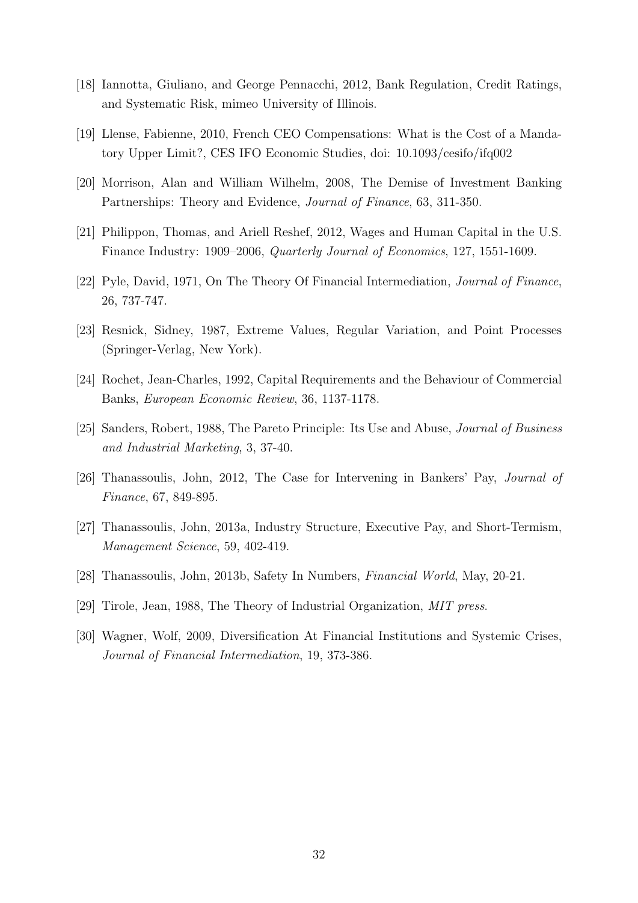[18] Iannotta, Giuliano, and George Pennacchi, 2012, Bank Regulation, Credit Ratings, and Systematic Risk, mimeo University of Illinois.

[19] Llense, Fabienne, 2010, French CEO Compensations: What is the Cost of a Mandatory Upper Limit?, CES IFO Economic Studies, doi: 10.1093/cesifo/ifq002

[20] Morrison, Alan and William Wilhelm, 2008, The Demise of Investment Banking Partnerships: Theory and Evidence, *Journal of Finance*, 63, 311-350.

[21] Philippon, Thomas, and Ariell Reshef, 2012, Wages and Human Capital in the U.S. Finance Industry: 1909–2006, *Quarterly Journal of Economics*, 127, 1551-1609.

[22] Pyle, David, 1971, On The Theory Of Financial Intermediation, *Journal of Finance*, 26, 737-747.

[23] Resnick, Sidney, 1987, Extreme Values, Regular Variation, and Point Processes (Springer-Verlag, New York).

[24] Rochet, Jean-Charles, 1992, Capital Requirements and the Behaviour of Commercial Banks, *European Economic Review*, 36, 1137-1178.

[25] Sanders, Robert, 1988, The Pareto Principle: Its Use and Abuse, *Journal of Business and Industrial Marketing*, 3, 37-40.

[26] Thanassoulis, John, 2012, The Case for Intervening in Bankers' Pay, *Journal of Finance*, 67, 849-895.

[27] Thanassoulis, John, 2013a, Industry Structure, Executive Pay, and Short-Termism, *Management Science*, 59, 402-419.

[28] Thanassoulis, John, 2013b, Safety In Numbers, *Financial World*, May, 20-21.

[29] Tirole, Jean, 1988, The Theory of Industrial Organization, *MIT press*.

[30] Wagner, Wolf, 2009, Diversification At Financial Institutions and Systemic Crises, *Journal of Financial Intermediation*, 19, 373-386.